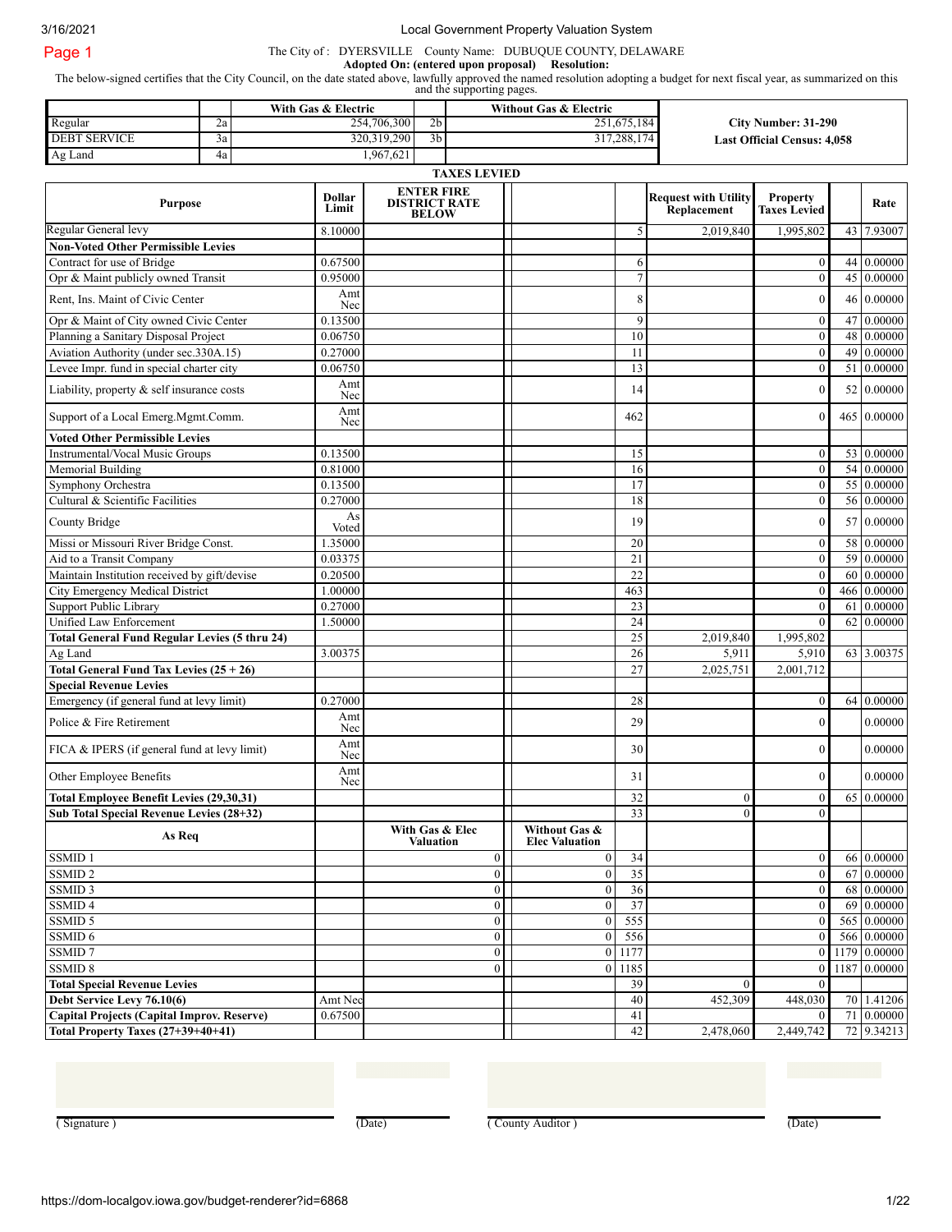Page 1

The City of : DYERSVILLE County Name: DUBUQUE COUNTY, DELAWARE

**Adopted On: (entered upon proposal) Resolution:**

The below-signed certifies that the City Council, on the date stated above, lawfully approved the named resolution adopting a budget for next fiscal year, as summarized on this and the supporting pages.

| | | With Gas & Electric | | Without Gas & Electric | |
|---|---|---|---|---|---|
| Regular | 2a | 254,706,300 | 2b | 251,675,184 | **City Number: 31-290** |
| DEBT SERVICE | 3a | 320,319,290 | 3b | 317,288,174 | **Last Official Census: 4,058** |
| Ag Land | 4a | 1,967,621 | | | |

**TAXES LEVIED**

| Purpose | Dollar Limit | ENTER FIRE DISTRICT RATE BELOW | | | Request with Utility Replacement | Property Taxes Levied | | Rate |
|---|---|---|---|---|---|---|---|---|
| Regular General levy | 8.10000 | | | 5 | 2,019,840 | 1,995,802 | 43 | 7.93007 |
| **Non-Voted Other Permissible Levies** | | | | | | | | |
| Contract for use of Bridge | 0.67500 | | | 6 | | 0 | 44 | 0.00000 |
| Opr & Maint publicly owned Transit | 0.95000 | | | 7 | | 0 | 45 | 0.00000 |
| Rent, Ins. Maint of Civic Center | Amt Nec | | | 8 | | 0 | 46 | 0.00000 |
| Opr & Maint of City owned Civic Center | 0.13500 | | | 9 | | 0 | 47 | 0.00000 |
| Planning a Sanitary Disposal Project | 0.06750 | | | 10 | | 0 | 48 | 0.00000 |
| Aviation Authority (under sec.330A.15) | 0.27000 | | | 11 | | 0 | 49 | 0.00000 |
| Levee Impr. fund in special charter city | 0.06750 | | | 13 | | 0 | 51 | 0.00000 |
| Liability, property & self insurance costs | Amt Nec | | | 14 | | 0 | 52 | 0.00000 |
| Support of a Local Emerg.Mgmt.Comm. | Amt Nec | | | 462 | | 0 | 465 | 0.00000 |
| **Voted Other Permissible Levies** | | | | | | | | |
| Instrumental/Vocal Music Groups | 0.13500 | | | 15 | | 0 | 53 | 0.00000 |
| Memorial Building | 0.81000 | | | 16 | | 0 | 54 | 0.00000 |
| Symphony Orchestra | 0.13500 | | | 17 | | 0 | 55 | 0.00000 |
| Cultural & Scientific Facilities | 0.27000 | | | 18 | | 0 | 56 | 0.00000 |
| County Bridge | As Voted | | | 19 | | 0 | 57 | 0.00000 |
| Missi or Missouri River Bridge Const. | 1.35000 | | | 20 | | 0 | 58 | 0.00000 |
| Aid to a Transit Company | 0.03375 | | | 21 | | 0 | 59 | 0.00000 |
| Maintain Institution received by gift/devise | 0.20500 | | | 22 | | 0 | 60 | 0.00000 |
| City Emergency Medical District | 1.00000 | | | 463 | | 0 | 466 | 0.00000 |
| Support Public Library | 0.27000 | | | 23 | | 0 | 61 | 0.00000 |
| Unified Law Enforcement | 1.50000 | | | 24 | | 0 | 62 | 0.00000 |
| **Total General Fund Regular Levies (5 thru 24)** | | | | 25 | 2,019,840 | 1,995,802 | | |
| Ag Land | 3.00375 | | | 26 | 5,911 | 5,910 | 63 | 3.00375 |
| **Total General Fund Tax Levies (25 + 26)** | | | | 27 | 2,025,751 | 2,001,712 | | |
| **Special Revenue Levies** | | | | | | | | |
| Emergency (if general fund at levy limit) | 0.27000 | | | 28 | | 0 | 64 | 0.00000 |
| Police & Fire Retirement | Amt Nec | | | 29 | | 0 | | 0.00000 |
| FICA & IPERS (if general fund at levy limit) | Amt Nec | | | 30 | | 0 | | 0.00000 |
| Other Employee Benefits | Amt Nec | | | 31 | | 0 | | 0.00000 |
| **Total Employee Benefit Levies (29,30,31)** | | | | 32 | 0 | 0 | 65 | 0.00000 |
| **Sub Total Special Revenue Levies (28+32)** | | | | 33 | 0 | 0 | | |
| **As Req** | | **With Gas & Elec Valuation** | **Without Gas & Elec Valuation** | | | | | |
| SSMID 1 | | 0 | 0 | 34 | | 0 | 66 | 0.00000 |
| SSMID 2 | | 0 | 0 | 35 | | 0 | 67 | 0.00000 |
| SSMID 3 | | 0 | 0 | 36 | | 0 | 68 | 0.00000 |
| SSMID 4 | | 0 | 0 | 37 | | 0 | 69 | 0.00000 |
| SSMID 5 | | 0 | 0 | 555 | | 0 | 565 | 0.00000 |
| SSMID 6 | | 0 | 0 | 556 | | 0 | 566 | 0.00000 |
| SSMID 7 | | 0 | 0 | 1177 | | 0 | 1179 | 0.00000 |
| SSMID 8 | | 0 | 0 | 1185 | | 0 | 1187 | 0.00000 |
| **Total Special Revenue Levies** | | | | 39 | 0 | 0 | | |
| **Debt Service Levy 76.10(6)** | Amt Nec | | | 40 | 452,309 | 448,030 | 70 | 1.41206 |
| **Capital Projects (Capital Improv. Reserve)** | 0.67500 | | | 41 | | 0 | 71 | 0.00000 |
| **Total Property Taxes (27+39+40+41)** | | | | 42 | 2,478,060 | 2,449,742 | 72 | 9.34213 |

( Signature ) (Date) ( County Auditor ) (Date)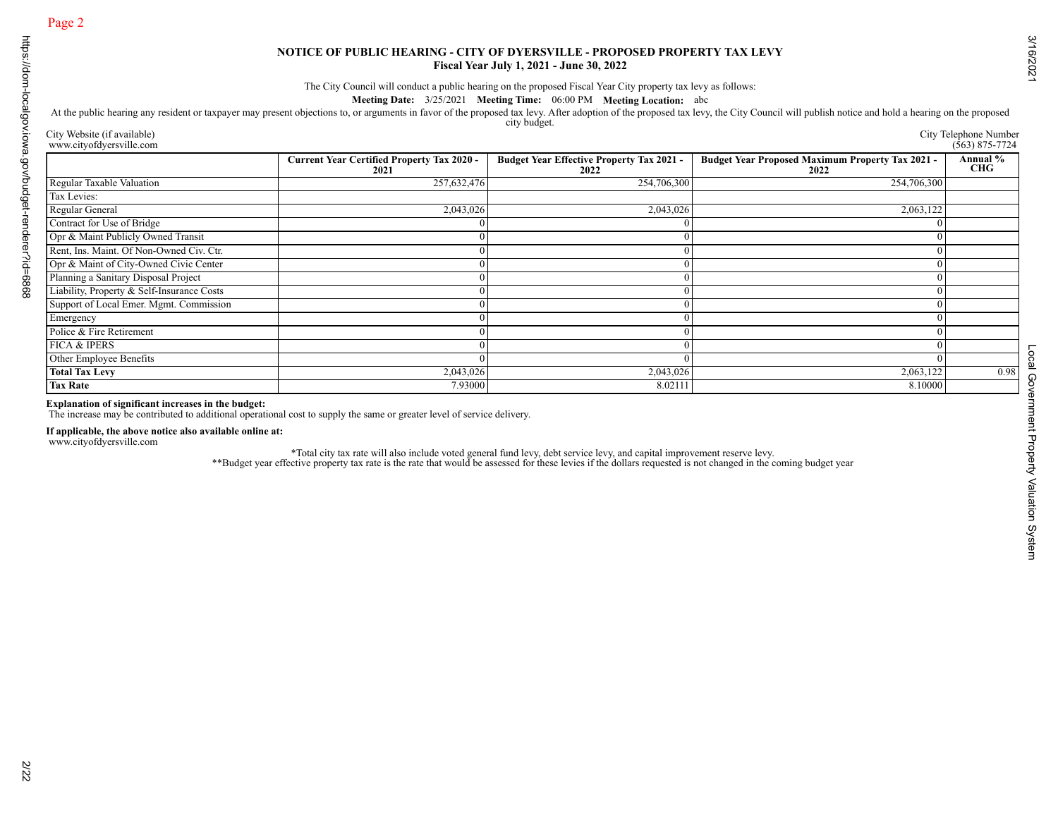## NOTICE OF PUBLIC HEARING - CITY OF DYERSVILLE - PROPOSED PROPERTY TAX LEVY

**Fiscal Year July 1, 2021 - June 30, 2022**

The City Council will conduct a public hearing on the proposed Fiscal Year City property tax levy as follows:

**Meeting Date:** 3/25/2021 **Meeting Time:** 06:00 PM **Meeting Location:** abc

At the public hearing any resident or taxpayer may present objections to, or arguments in favor of the proposed tax levy. After adoption of the proposed tax levy, the City Council will publish notice and hold a hearing on the proposed city budget.

City Website (if available)
www.cityofdyersville.com

City Telephone Number
(563) 875-7724

| | Current Year Certified Property Tax 2020 - 2021 | Budget Year Effective Property Tax 2021 - 2022 | Budget Year Proposed Maximum Property Tax 2021 - 2022 | Annual % CHG |
|---|---|---|---|---|
| Regular Taxable Valuation | 257,632,476 | 254,706,300 | 254,706,300 | |
| Tax Levies: | | | | |
| Regular General | 2,043,026 | 2,043,026 | 2,063,122 | |
| Contract for Use of Bridge | 0 | 0 | 0 | |
| Opr & Maint Publicly Owned Transit | 0 | 0 | 0 | |
| Rent, Ins. Maint. Of Non-Owned Civ. Ctr. | 0 | 0 | 0 | |
| Opr & Maint of City-Owned Civic Center | 0 | 0 | 0 | |
| Planning a Sanitary Disposal Project | 0 | 0 | 0 | |
| Liability, Property & Self-Insurance Costs | 0 | 0 | 0 | |
| Support of Local Emer. Mgmt. Commission | 0 | 0 | 0 | |
| Emergency | 0 | 0 | 0 | |
| Police & Fire Retirement | 0 | 0 | 0 | |
| FICA & IPERS | 0 | 0 | 0 | |
| Other Employee Benefits | 0 | 0 | 0 | |
| **Total Tax Levy** | 2,043,026 | 2,043,026 | 2,063,122 | 0.98 |
| **Tax Rate** | 7.93000 | 8.02111 | 8.10000 | |

**Explanation of significant increases in the budget:**
The increase may be contributed to additional operational cost to supply the same or greater level of service delivery.

**If applicable, the above notice also available online at:**
www.cityofdyersville.com

*Total city tax rate will also include voted general fund levy, debt service levy, and capital improvement reserve levy.

**Budget year effective property tax rate is the rate that would be assessed for these levies if the dollars requested is not changed in the coming budget year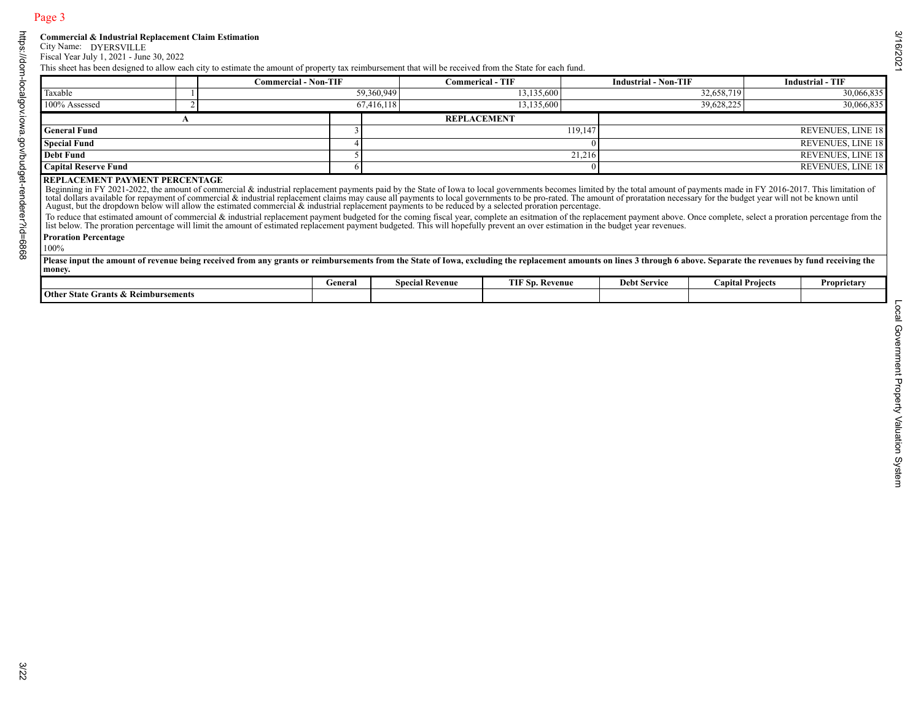**Commercial & Industrial Replacement Claim Estimation**

City Name: DYERSVILLE

Fiscal Year July 1, 2021 - June 30, 2022

This sheet has been designed to allow each city to estimate the amount of property tax reimbursement that will be received from the State for each fund.

| | | Commercial - Non-TIF | Commerical - TIF | Industrial - Non-TIF | Industrial - TIF |
|---|---|---|---|---|---|
| Taxable | 1 | 59,360,949 | 13,135,600 | 32,658,719 | 30,066,835 |
| 100% Assessed | 2 | 67,416,118 | 13,135,600 | 39,628,225 | 30,066,835 |

| A | | REPLACEMENT | |
|---|---|---|---|
| **General Fund** | 3 | 119,147 | REVENUES, LINE 18 |
| **Special Fund** | 4 | 0 | REVENUES, LINE 18 |
| **Debt Fund** | 5 | 21,216 | REVENUES, LINE 18 |
| **Capital Reserve Fund** | 6 | 0 | REVENUES, LINE 18 |

**REPLACEMENT PAYMENT PERCENTAGE**

Beginning in FY 2021-2022, the amount of commercial & industrial replacement payments paid by the State of Iowa to local governments becomes limited by the total amount of payments made in FY 2016-2017. This limitation of total dollars available for repayment of commercial & industrial replacement claims may cause all payments to local governments to be pro-rated. The amount of proration necessary for the budget year will not be known until August, but the dropdown below will allow the estimated commercial & industrial replacement payments to be reduced by a selected proration percentage.

To reduce that estimated amount of commercial & industrial replacement payment budgeted for the coming fiscal year, complete an esitmation of the replacement payment above. Once complete, select a proration percentage from the list below. The proration percentage will limit the amount of estimated replacement payment budgeted. This will hopefully prevent an over estimation in the budget year revenues.

**Proration Percentage**

100%

**Please input the amount of revenue being received from any grants or reimbursements from the State of Iowa, excluding the replacement amounts on lines 3 through 6 above. Separate the revenues by fund receiving the money.**

| | General | Special Revenue | TIF Sp. Revenue | Debt Service | Capital Projects | Proprietary |
|---|---|---|---|---|---|---|
| **Other State Grants & Reimbursements** | | | | | | |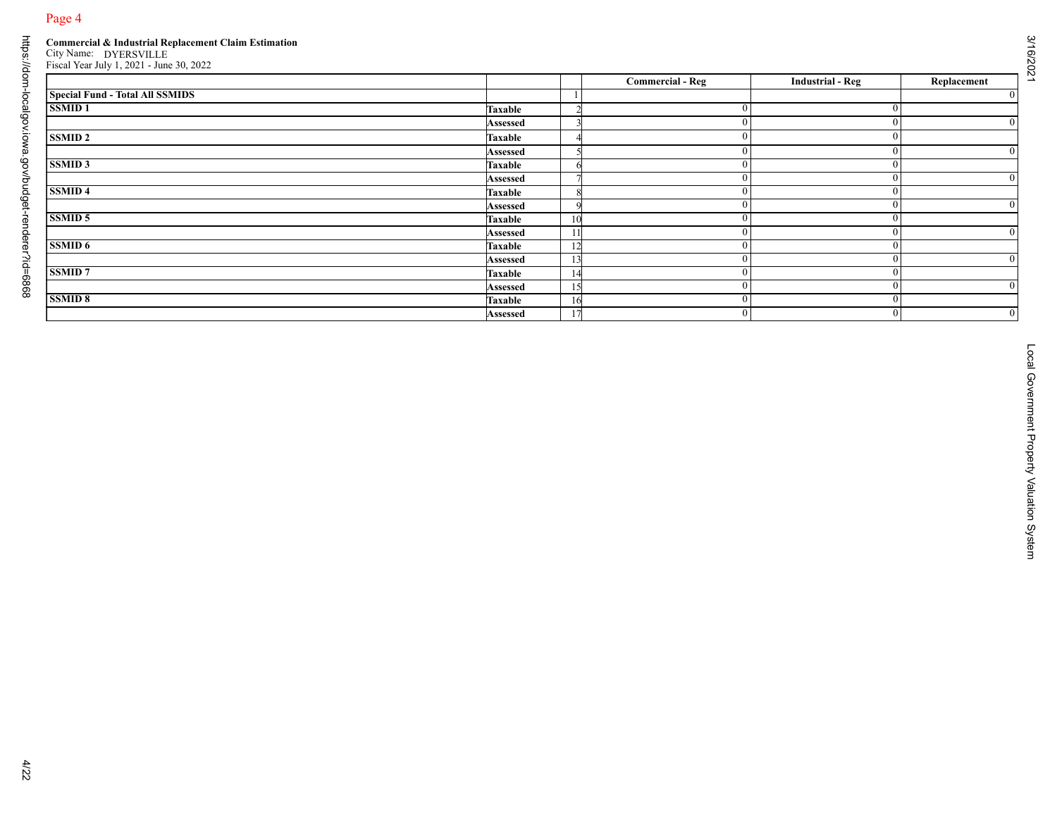**Commercial & Industrial Replacement Claim Estimation**

City Name: DYERSVILLE

Fiscal Year July 1, 2021 - June 30, 2022

| | | | Commercial - Reg | Industrial - Reg | Replacement |
|---|---|---|---|---|---|
| **Special Fund - Total All SSMIDS** | | 1 | | | 0 |
| **SSMID 1** | **Taxable** | 2 | 0 | 0 | |
| | **Assessed** | 3 | 0 | 0 | 0 |
| **SSMID 2** | **Taxable** | 4 | 0 | 0 | |
| | **Assessed** | 5 | 0 | 0 | 0 |
| **SSMID 3** | **Taxable** | 6 | 0 | 0 | |
| | **Assessed** | 7 | 0 | 0 | 0 |
| **SSMID 4** | **Taxable** | 8 | 0 | 0 | |
| | **Assessed** | 9 | 0 | 0 | 0 |
| **SSMID 5** | **Taxable** | 10 | 0 | 0 | |
| | **Assessed** | 11 | 0 | 0 | 0 |
| **SSMID 6** | **Taxable** | 12 | 0 | 0 | |
| | **Assessed** | 13 | 0 | 0 | 0 |
| **SSMID 7** | **Taxable** | 14 | 0 | 0 | |
| | **Assessed** | 15 | 0 | 0 | 0 |
| **SSMID 8** | **Taxable** | 16 | 0 | 0 | |
| | **Assessed** | 17 | 0 | 0 | 0 |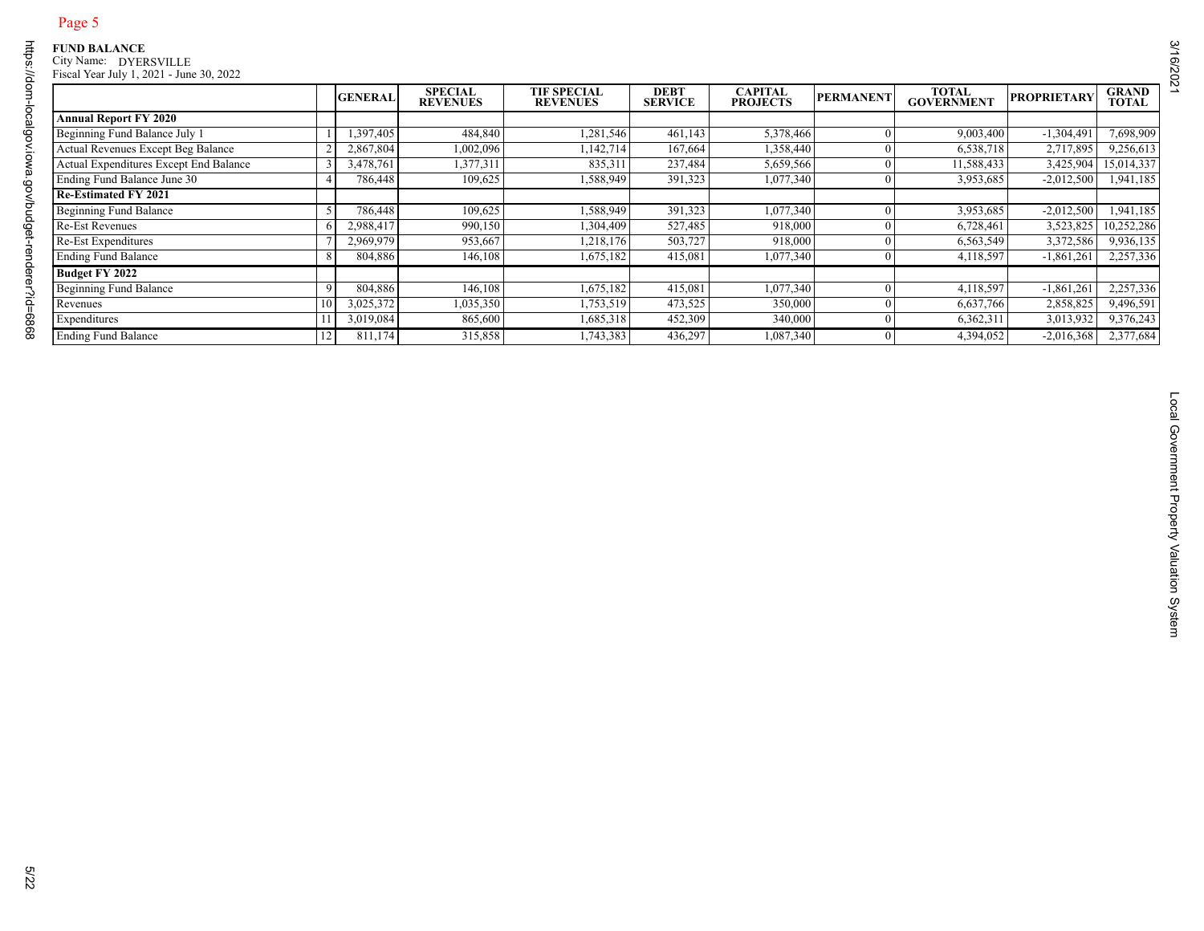**FUND BALANCE**
City Name: DYERSVILLE
Fiscal Year July 1, 2021 - June 30, 2022

| | | GENERAL | SPECIAL REVENUES | TIF SPECIAL REVENUES | DEBT SERVICE | CAPITAL PROJECTS | PERMANENT | TOTAL GOVERNMENT | PROPRIETARY | GRAND TOTAL |
|---|---|---|---|---|---|---|---|---|---|---|
| **Annual Report FY 2020** | | | | | | | | | | |
| Beginning Fund Balance July 1 | 1 | 1,397,405 | 484,840 | 1,281,546 | 461,143 | 5,378,466 | 0 | 9,003,400 | -1,304,491 | 7,698,909 |
| Actual Revenues Except Beg Balance | 2 | 2,867,804 | 1,002,096 | 1,142,714 | 167,664 | 1,358,440 | 0 | 6,538,718 | 2,717,895 | 9,256,613 |
| Actual Expenditures Except End Balance | 3 | 3,478,761 | 1,377,311 | 835,311 | 237,484 | 5,659,566 | 0 | 11,588,433 | 3,425,904 | 15,014,337 |
| Ending Fund Balance June 30 | 4 | 786,448 | 109,625 | 1,588,949 | 391,323 | 1,077,340 | 0 | 3,953,685 | -2,012,500 | 1,941,185 |
| **Re-Estimated FY 2021** | | | | | | | | | | |
| Beginning Fund Balance | 5 | 786,448 | 109,625 | 1,588,949 | 391,323 | 1,077,340 | 0 | 3,953,685 | -2,012,500 | 1,941,185 |
| Re-Est Revenues | 6 | 2,988,417 | 990,150 | 1,304,409 | 527,485 | 918,000 | 0 | 6,728,461 | 3,523,825 | 10,252,286 |
| Re-Est Expenditures | 7 | 2,969,979 | 953,667 | 1,218,176 | 503,727 | 918,000 | 0 | 6,563,549 | 3,372,586 | 9,936,135 |
| Ending Fund Balance | 8 | 804,886 | 146,108 | 1,675,182 | 415,081 | 1,077,340 | 0 | 4,118,597 | -1,861,261 | 2,257,336 |
| **Budget FY 2022** | | | | | | | | | | |
| Beginning Fund Balance | 9 | 804,886 | 146,108 | 1,675,182 | 415,081 | 1,077,340 | 0 | 4,118,597 | -1,861,261 | 2,257,336 |
| Revenues | 10 | 3,025,372 | 1,035,350 | 1,753,519 | 473,525 | 350,000 | 0 | 6,637,766 | 2,858,825 | 9,496,591 |
| Expenditures | 11 | 3,019,084 | 865,600 | 1,685,318 | 452,309 | 340,000 | 0 | 6,362,311 | 3,013,932 | 9,376,243 |
| Ending Fund Balance | 12 | 811,174 | 315,858 | 1,743,383 | 436,297 | 1,087,340 | 0 | 4,394,052 | -2,016,368 | 2,377,684 |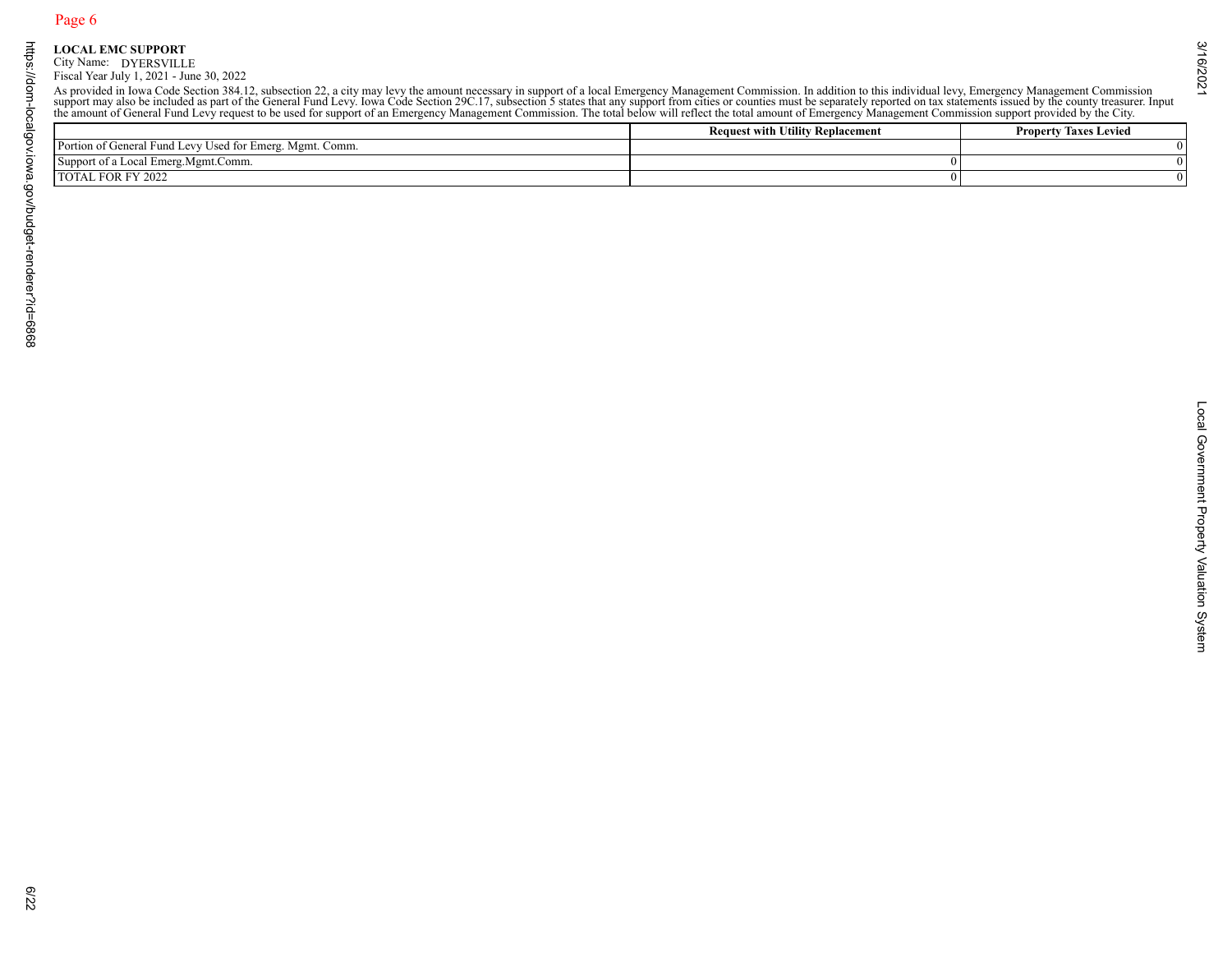**LOCAL EMC SUPPORT**

City Name: DYERSVILLE

Fiscal Year July 1, 2021 - June 30, 2022

As provided in Iowa Code Section 384.12, subsection 22, a city may levy the amount necessary in support of a local Emergency Management Commission. In addition to this individual levy, Emergency Management Commission support may also be included as part of the General Fund Levy. Iowa Code Section 29C.17, subsection 5 states that any support from cities or counties must be separately reported on tax statements issued by the county treasurer. Input the amount of General Fund Levy request to be used for support of an Emergency Management Commission. The total below will reflect the total amount of Emergency Management Commission support provided by the City.

| | Request with Utility Replacement | Property Taxes Levied |
|---|---|---|
| Portion of General Fund Levy Used for Emerg. Mgmt. Comm. | | 0 |
| Support of a Local Emerg.Mgmt.Comm. | 0 | 0 |
| TOTAL FOR FY 2022 | 0 | 0 |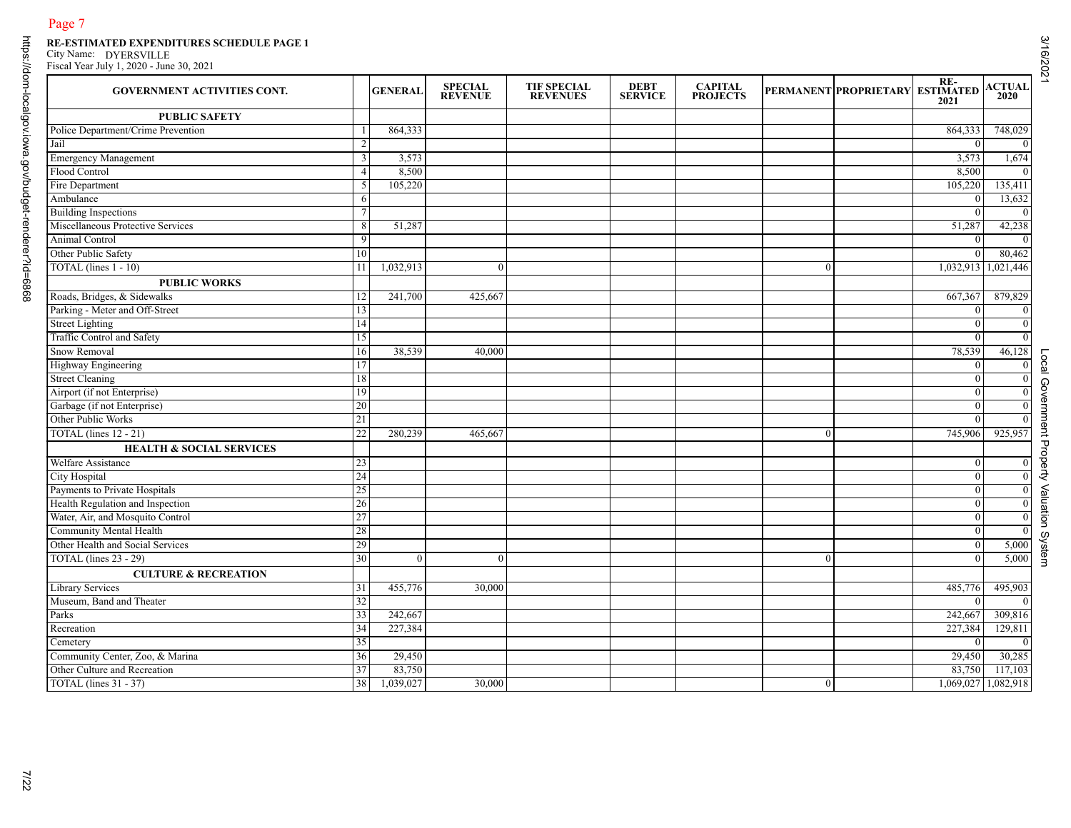**RE-ESTIMATED EXPENDITURES SCHEDULE PAGE 1**

City Name: DYERSVILLE

Fiscal Year July 1, 2020 - June 30, 2021

| GOVERNMENT ACTIVITIES CONT. | | GENERAL | SPECIAL REVENUE | TIF SPECIAL REVENUES | DEBT SERVICE | CAPITAL PROJECTS | PERMANENT | PROPRIETARY | RE-ESTIMATED 2021 | ACTUAL 2020 |
|---|---|---|---|---|---|---|---|---|---|---|
| **PUBLIC SAFETY** | | | | | | | | | | |
| Police Department/Crime Prevention | 1 | 864,333 | | | | | | | 864,333 | 748,029 |
| Jail | 2 | | | | | | | | 0 | 0 |
| Emergency Management | 3 | 3,573 | | | | | | | 3,573 | 1,674 |
| Flood Control | 4 | 8,500 | | | | | | | 8,500 | 0 |
| Fire Department | 5 | 105,220 | | | | | | | 105,220 | 135,411 |
| Ambulance | 6 | | | | | | | | 0 | 13,632 |
| Building Inspections | 7 | | | | | | | | 0 | 0 |
| Miscellaneous Protective Services | 8 | 51,287 | | | | | | | 51,287 | 42,238 |
| Animal Control | 9 | | | | | | | | 0 | 0 |
| Other Public Safety | 10 | | | | | | | | 0 | 80,462 |
| TOTAL (lines 1 - 10) | 11 | 1,032,913 | 0 | | | | 0 | | 1,032,913 | 1,021,446 |
| **PUBLIC WORKS** | | | | | | | | | | |
| Roads, Bridges, & Sidewalks | 12 | 241,700 | 425,667 | | | | | | 667,367 | 879,829 |
| Parking - Meter and Off-Street | 13 | | | | | | | | 0 | 0 |
| Street Lighting | 14 | | | | | | | | 0 | 0 |
| Traffic Control and Safety | 15 | | | | | | | | 0 | 0 |
| Snow Removal | 16 | 38,539 | 40,000 | | | | | | 78,539 | 46,128 |
| Highway Engineering | 17 | | | | | | | | 0 | 0 |
| Street Cleaning | 18 | | | | | | | | 0 | 0 |
| Airport (if not Enterprise) | 19 | | | | | | | | 0 | 0 |
| Garbage (if not Enterprise) | 20 | | | | | | | | 0 | 0 |
| Other Public Works | 21 | | | | | | | | 0 | 0 |
| TOTAL (lines 12 - 21) | 22 | 280,239 | 465,667 | | | | 0 | | 745,906 | 925,957 |
| **HEALTH & SOCIAL SERVICES** | | | | | | | | | | |
| Welfare Assistance | 23 | | | | | | | | 0 | 0 |
| City Hospital | 24 | | | | | | | | 0 | 0 |
| Payments to Private Hospitals | 25 | | | | | | | | 0 | 0 |
| Health Regulation and Inspection | 26 | | | | | | | | 0 | 0 |
| Water, Air, and Mosquito Control | 27 | | | | | | | | 0 | 0 |
| Community Mental Health | 28 | | | | | | | | 0 | 0 |
| Other Health and Social Services | 29 | | | | | | | | 0 | 5,000 |
| TOTAL (lines 23 - 29) | 30 | 0 | 0 | | | | 0 | | 0 | 5,000 |
| **CULTURE & RECREATION** | | | | | | | | | | |
| Library Services | 31 | 455,776 | 30,000 | | | | | | 485,776 | 495,903 |
| Museum, Band and Theater | 32 | | | | | | | | 0 | 0 |
| Parks | 33 | 242,667 | | | | | | | 242,667 | 309,816 |
| Recreation | 34 | 227,384 | | | | | | | 227,384 | 129,811 |
| Cemetery | 35 | | | | | | | | 0 | 0 |
| Community Center, Zoo, & Marina | 36 | 29,450 | | | | | | | 29,450 | 30,285 |
| Other Culture and Recreation | 37 | 83,750 | | | | | | | 83,750 | 117,103 |
| TOTAL (lines 31 - 37) | 38 | 1,039,027 | 30,000 | | | | 0 | | 1,069,027 | 1,082,918 |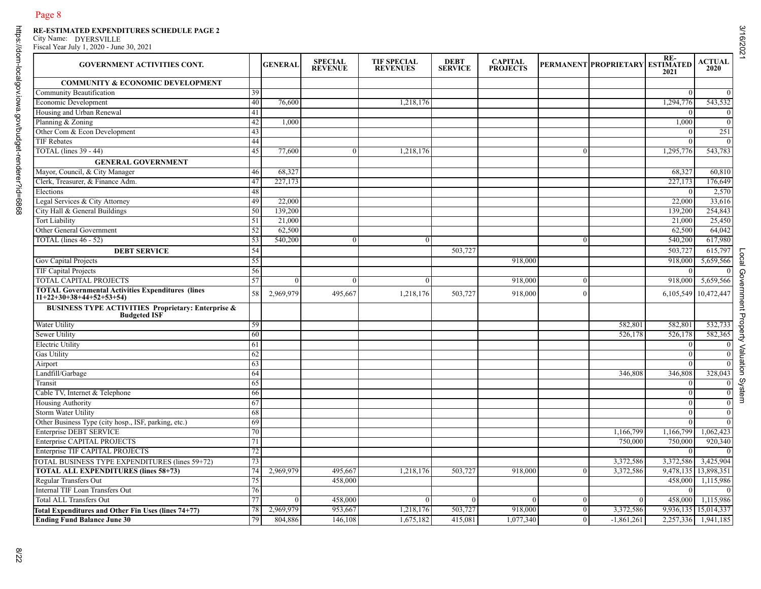**RE-ESTIMATED EXPENDITURES SCHEDULE PAGE 2**
City Name: DYERSVILLE
Fiscal Year July 1, 2020 - June 30, 2021

| GOVERNMENT ACTIVITIES CONT. | | GENERAL | SPECIAL REVENUE | TIF SPECIAL REVENUES | DEBT SERVICE | CAPITAL PROJECTS | PERMANENT | PROPRIETARY | RE-ESTIMATED 2021 | ACTUAL 2020 |
|---|---|---|---|---|---|---|---|---|---|---|
| **COMMUNITY & ECONOMIC DEVELOPMENT** | | | | | | | | | | |
| Community Beautification | 39 | | | | | | | | 0 | 0 |
| Economic Development | 40 | 76,600 | | 1,218,176 | | | | | 1,294,776 | 543,532 |
| Housing and Urban Renewal | 41 | | | | | | | | 0 | 0 |
| Planning & Zoning | 42 | 1,000 | | | | | | | 1,000 | 0 |
| Other Com & Econ Development | 43 | | | | | | | | 0 | 251 |
| TIF Rebates | 44 | | | | | | | | 0 | 0 |
| TOTAL (lines 39 - 44) | 45 | 77,600 | 0 | 1,218,176 | | | 0 | | 1,295,776 | 543,783 |
| **GENERAL GOVERNMENT** | | | | | | | | | | |
| Mayor, Council, & City Manager | 46 | 68,327 | | | | | | | 68,327 | 60,810 |
| Clerk, Treasurer, & Finance Adm. | 47 | 227,173 | | | | | | | 227,173 | 176,649 |
| Elections | 48 | | | | | | | | 0 | 2,570 |
| Legal Services & City Attorney | 49 | 22,000 | | | | | | | 22,000 | 33,616 |
| City Hall & General Buildings | 50 | 139,200 | | | | | | | 139,200 | 254,843 |
| Tort Liability | 51 | 21,000 | | | | | | | 21,000 | 25,450 |
| Other General Government | 52 | 62,500 | | | | | | | 62,500 | 64,042 |
| TOTAL (lines 46 - 52) | 53 | 540,200 | 0 | 0 | | | 0 | | 540,200 | 617,980 |
| **DEBT SERVICE** | 54 | | | | 503,727 | | | | 503,727 | 615,797 |
| Gov Capital Projects | 55 | | | | | 918,000 | | | 918,000 | 5,659,566 |
| TIF Capital Projects | 56 | | | | | | | | 0 | 0 |
| TOTAL CAPITAL PROJECTS | 57 | 0 | 0 | 0 | | 918,000 | 0 | | 918,000 | 5,659,566 |
| **TOTAL Governmental Activities Expenditures (lines 11+22+30+38+44+52+53+54)** | 58 | 2,969,979 | 495,667 | 1,218,176 | 503,727 | 918,000 | 0 | | 6,105,549 | 10,472,447 |
| **BUSINESS TYPE ACTIVITIES Proprietary: Enterprise & Budgeted ISF** | | | | | | | | | | |
| Water Utility | 59 | | | | | | | 582,801 | 582,801 | 532,733 |
| Sewer Utility | 60 | | | | | | | 526,178 | 526,178 | 582,365 |
| Electric Utility | 61 | | | | | | | | 0 | 0 |
| Gas Utility | 62 | | | | | | | | 0 | 0 |
| Airport | 63 | | | | | | | | 0 | 0 |
| Landfill/Garbage | 64 | | | | | | | 346,808 | 346,808 | 328,043 |
| Transit | 65 | | | | | | | | 0 | 0 |
| Cable TV, Internet & Telephone | 66 | | | | | | | | 0 | 0 |
| Housing Authority | 67 | | | | | | | | 0 | 0 |
| Storm Water Utility | 68 | | | | | | | | 0 | 0 |
| Other Business Type (city hosp., ISF, parking, etc.) | 69 | | | | | | | | 0 | 0 |
| Enterprise DEBT SERVICE | 70 | | | | | | | 1,166,799 | 1,166,799 | 1,062,423 |
| Enterprise CAPITAL PROJECTS | 71 | | | | | | | 750,000 | 750,000 | 920,340 |
| Enterprise TIF CAPITAL PROJECTS | 72 | | | | | | | | 0 | 0 |
| TOTAL BUSINESS TYPE EXPENDITURES (lines 59+72) | 73 | | | | | | | 3,372,586 | 3,372,586 | 3,425,904 |
| **TOTAL ALL EXPENDITURES (lines 58+73)** | 74 | 2,969,979 | 495,667 | 1,218,176 | 503,727 | 918,000 | 0 | 3,372,586 | 9,478,135 | 13,898,351 |
| Regular Transfers Out | 75 | | 458,000 | | | | | | 458,000 | 1,115,986 |
| Internal TIF Loan Transfers Out | 76 | | | | | | | | 0 | 0 |
| Total ALL Transfers Out | 77 | 0 | 458,000 | 0 | 0 | 0 | 0 | 0 | 458,000 | 1,115,986 |
| **Total Expenditures and Other Fin Uses (lines 74+77)** | 78 | 2,969,979 | 953,667 | 1,218,176 | 503,727 | 918,000 | 0 | 3,372,586 | 9,936,135 | 15,014,337 |
| **Ending Fund Balance June 30** | 79 | 804,886 | 146,108 | 1,675,182 | 415,081 | 1,077,340 | 0 | -1,861,261 | 2,257,336 | 1,941,185 |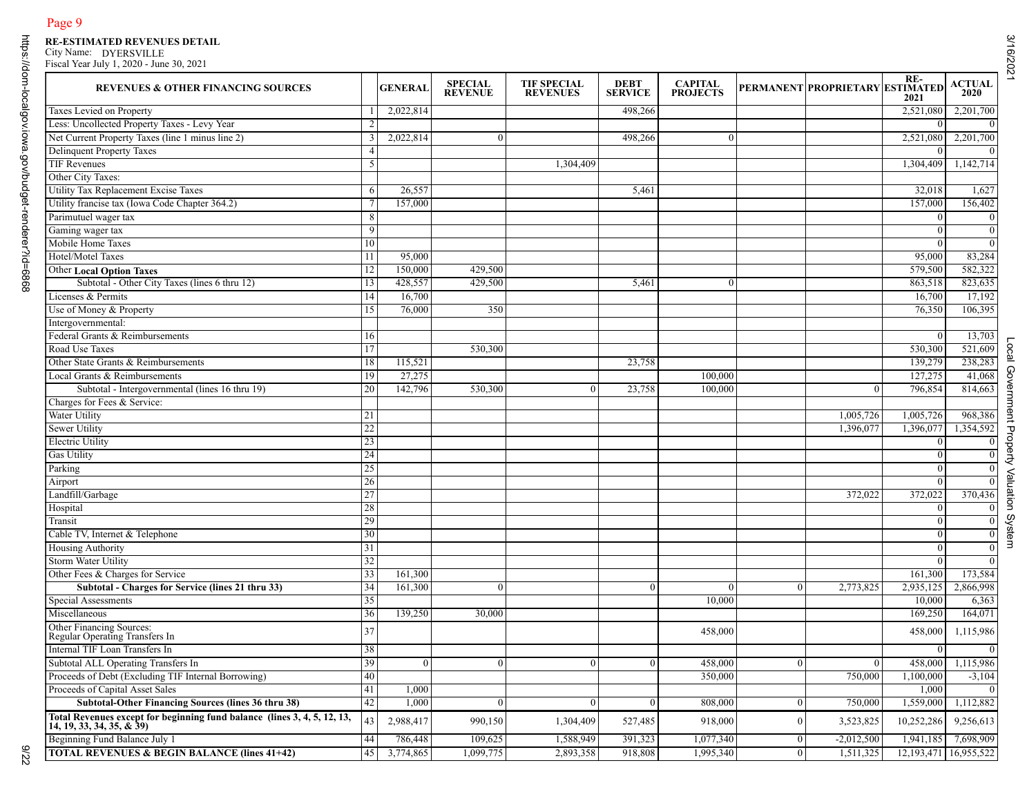**RE-ESTIMATED REVENUES DETAIL**
City Name: DYERSVILLE
Fiscal Year July 1, 2020 - June 30, 2021

| REVENUES & OTHER FINANCING SOURCES | | GENERAL | SPECIAL REVENUE | TIF SPECIAL REVENUES | DEBT SERVICE | CAPITAL PROJECTS | PERMANENT | PROPRIETARY | RE-ESTIMATED 2021 | ACTUAL 2020 |
|---|---|---|---|---|---|---|---|---|---|---|
| Taxes Levied on Property | 1 | 2,022,814 | | | 498,266 | | | | 2,521,080 | 2,201,700 |
| Less: Uncollected Property Taxes - Levy Year | 2 | | | | | | | | 0 | 0 |
| Net Current Property Taxes (line 1 minus line 2) | 3 | 2,022,814 | 0 | | 498,266 | 0 | | | 2,521,080 | 2,201,700 |
| Delinquent Property Taxes | 4 | | | | | | | | 0 | 0 |
| TIF Revenues | 5 | | | 1,304,409 | | | | | 1,304,409 | 1,142,714 |
| Other City Taxes: | | | | | | | | | | |
| Utility Tax Replacement Excise Taxes | 6 | 26,557 | | | 5,461 | | | | 32,018 | 1,627 |
| Utility francise tax (Iowa Code Chapter 364.2) | 7 | 157,000 | | | | | | | 157,000 | 156,402 |
| Parimutuel wager tax | 8 | | | | | | | | 0 | 0 |
| Gaming wager tax | 9 | | | | | | | | 0 | 0 |
| Mobile Home Taxes | 10 | | | | | | | | 0 | 0 |
| Hotel/Motel Taxes | 11 | 95,000 | | | | | | | 95,000 | 83,284 |
| Other **Local Option Taxes** | 12 | 150,000 | 429,500 | | | | | | 579,500 | 582,322 |
| Subtotal - Other City Taxes (lines 6 thru 12) | 13 | 428,557 | 429,500 | | 5,461 | 0 | | | 863,518 | 823,635 |
| Licenses & Permits | 14 | 16,700 | | | | | | | 16,700 | 17,192 |
| Use of Money & Property | 15 | 76,000 | 350 | | | | | | 76,350 | 106,395 |
| Intergovernmental: | | | | | | | | | | |
| Federal Grants & Reimbursements | 16 | | | | | | | | 0 | 13,703 |
| Road Use Taxes | 17 | | 530,300 | | | | | | 530,300 | 521,609 |
| Other State Grants & Reimbursements | 18 | 115,521 | | | 23,758 | | | | 139,279 | 238,283 |
| Local Grants & Reimbursements | 19 | 27,275 | | | | 100,000 | | | 127,275 | 41,068 |
| Subtotal - Intergovernmental (lines 16 thru 19) | 20 | 142,796 | 530,300 | 0 | 23,758 | 100,000 | | 0 | 796,854 | 814,663 |
| Charges for Fees & Service: | | | | | | | | | | |
| Water Utility | 21 | | | | | | | 1,005,726 | 1,005,726 | 968,386 |
| Sewer Utility | 22 | | | | | | | 1,396,077 | 1,396,077 | 1,354,592 |
| Electric Utility | 23 | | | | | | | | 0 | 0 |
| Gas Utility | 24 | | | | | | | | 0 | 0 |
| Parking | 25 | | | | | | | | 0 | 0 |
| Airport | 26 | | | | | | | | 0 | 0 |
| Landfill/Garbage | 27 | | | | | | | 372,022 | 372,022 | 370,436 |
| Hospital | 28 | | | | | | | | 0 | 0 |
| Transit | 29 | | | | | | | | 0 | 0 |
| Cable TV, Internet & Telephone | 30 | | | | | | | | 0 | 0 |
| Housing Authority | 31 | | | | | | | | 0 | 0 |
| Storm Water Utility | 32 | | | | | | | | 0 | 0 |
| Other Fees & Charges for Service | 33 | 161,300 | | | | | | | 161,300 | 173,584 |
| **Subtotal - Charges for Service (lines 21 thru 33)** | 34 | 161,300 | 0 | | 0 | 0 | 0 | 2,773,825 | 2,935,125 | 2,866,998 |
| Special Assessments | 35 | | | | | 10,000 | | | 10,000 | 6,363 |
| Miscellaneous | 36 | 139,250 | 30,000 | | | | | | 169,250 | 164,071 |
| Other Financing Sources: Regular Operating Transfers In | 37 | | | | | 458,000 | | | 458,000 | 1,115,986 |
| Internal TIF Loan Transfers In | 38 | | | | | | | | 0 | 0 |
| Subtotal ALL Operating Transfers In | 39 | 0 | 0 | 0 | 0 | 458,000 | 0 | 0 | 458,000 | 1,115,986 |
| Proceeds of Debt (Excluding TIF Internal Borrowing) | 40 | | | | | 350,000 | | 750,000 | 1,100,000 | -3,104 |
| Proceeds of Capital Asset Sales | 41 | 1,000 | | | | | | | 1,000 | 0 |
| **Subtotal-Other Financing Sources (lines 36 thru 38)** | 42 | 1,000 | 0 | 0 | 0 | 808,000 | 0 | 750,000 | 1,559,000 | 1,112,882 |
| **Total Revenues except for beginning fund balance (lines 3, 4, 5, 12, 13, 14, 19, 33, 34, 35, & 39)** | 43 | 2,988,417 | 990,150 | 1,304,409 | 527,485 | 918,000 | 0 | 3,523,825 | 10,252,286 | 9,256,613 |
| Beginning Fund Balance July 1 | 44 | 786,448 | 109,625 | 1,588,949 | 391,323 | 1,077,340 | 0 | -2,012,500 | 1,941,185 | 7,698,909 |
| **TOTAL REVENUES & BEGIN BALANCE (lines 41+42)** | 45 | 3,774,865 | 1,099,775 | 2,893,358 | 918,808 | 1,995,340 | 0 | 1,511,325 | 12,193,471 | 16,955,522 |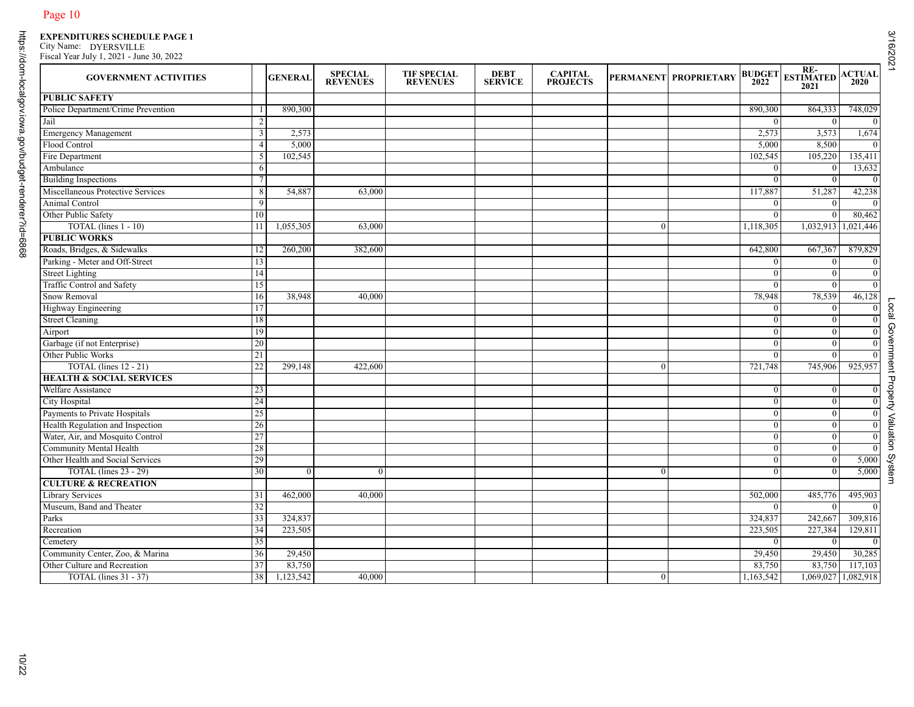**EXPENDITURES SCHEDULE PAGE 1**
City Name: DYERSVILLE
Fiscal Year July 1, 2021 - June 30, 2022

| GOVERNMENT ACTIVITIES | | GENERAL | SPECIAL REVENUES | TIF SPECIAL REVENUES | DEBT SERVICE | CAPITAL PROJECTS | PERMANENT | PROPRIETARY | BUDGET 2022 | RE-ESTIMATED 2021 | ACTUAL 2020 |
|---|---|---|---|---|---|---|---|---|---|---|---|
| **PUBLIC SAFETY** | | | | | | | | | | | |
| Police Department/Crime Prevention | 1 | 890,300 | | | | | | | 890,300 | 864,333 | 748,029 |
| Jail | 2 | | | | | | | | 0 | 0 | 0 |
| Emergency Management | 3 | 2,573 | | | | | | | 2,573 | 3,573 | 1,674 |
| Flood Control | 4 | 5,000 | | | | | | | 5,000 | 8,500 | 0 |
| Fire Department | 5 | 102,545 | | | | | | | 102,545 | 105,220 | 135,411 |
| Ambulance | 6 | | | | | | | | 0 | 0 | 13,632 |
| Building Inspections | 7 | | | | | | | | 0 | 0 | 0 |
| Miscellaneous Protective Services | 8 | 54,887 | 63,000 | | | | | | 117,887 | 51,287 | 42,238 |
| Animal Control | 9 | | | | | | | | 0 | 0 | 0 |
| Other Public Safety | 10 | | | | | | | | 0 | 0 | 80,462 |
| TOTAL (lines 1 - 10) | 11 | 1,055,305 | 63,000 | | | | 0 | | 1,118,305 | 1,032,913 | 1,021,446 |
| **PUBLIC WORKS** | | | | | | | | | | | |
| Roads, Bridges, & Sidewalks | 12 | 260,200 | 382,600 | | | | | | 642,800 | 667,367 | 879,829 |
| Parking - Meter and Off-Street | 13 | | | | | | | | 0 | 0 | 0 |
| Street Lighting | 14 | | | | | | | | 0 | 0 | 0 |
| Traffic Control and Safety | 15 | | | | | | | | 0 | 0 | 0 |
| Snow Removal | 16 | 38,948 | 40,000 | | | | | | 78,948 | 78,539 | 46,128 |
| Highway Engineering | 17 | | | | | | | | 0 | 0 | 0 |
| Street Cleaning | 18 | | | | | | | | 0 | 0 | 0 |
| Airport | 19 | | | | | | | | 0 | 0 | 0 |
| Garbage (if not Enterprise) | 20 | | | | | | | | 0 | 0 | 0 |
| Other Public Works | 21 | | | | | | | | 0 | 0 | 0 |
| TOTAL (lines 12 - 21) | 22 | 299,148 | 422,600 | | | | 0 | | 721,748 | 745,906 | 925,957 |
| **HEALTH & SOCIAL SERVICES** | | | | | | | | | | | |
| Welfare Assistance | 23 | | | | | | | | 0 | 0 | 0 |
| City Hospital | 24 | | | | | | | | 0 | 0 | 0 |
| Payments to Private Hospitals | 25 | | | | | | | | 0 | 0 | 0 |
| Health Regulation and Inspection | 26 | | | | | | | | 0 | 0 | 0 |
| Water, Air, and Mosquito Control | 27 | | | | | | | | 0 | 0 | 0 |
| Community Mental Health | 28 | | | | | | | | 0 | 0 | 0 |
| Other Health and Social Services | 29 | | | | | | | | 0 | 0 | 5,000 |
| TOTAL (lines 23 - 29) | 30 | 0 | 0 | | | | 0 | | 0 | 0 | 5,000 |
| **CULTURE & RECREATION** | | | | | | | | | | | |
| Library Services | 31 | 462,000 | 40,000 | | | | | | 502,000 | 485,776 | 495,903 |
| Museum, Band and Theater | 32 | | | | | | | | 0 | 0 | 0 |
| Parks | 33 | 324,837 | | | | | | | 324,837 | 242,667 | 309,816 |
| Recreation | 34 | 223,505 | | | | | | | 223,505 | 227,384 | 129,811 |
| Cemetery | 35 | | | | | | | | 0 | 0 | 0 |
| Community Center, Zoo, & Marina | 36 | 29,450 | | | | | | | 29,450 | 29,450 | 30,285 |
| Other Culture and Recreation | 37 | 83,750 | | | | | | | 83,750 | 83,750 | 117,103 |
| TOTAL (lines 31 - 37) | 38 | 1,123,542 | 40,000 | | | | 0 | | 1,163,542 | 1,069,027 | 1,082,918 |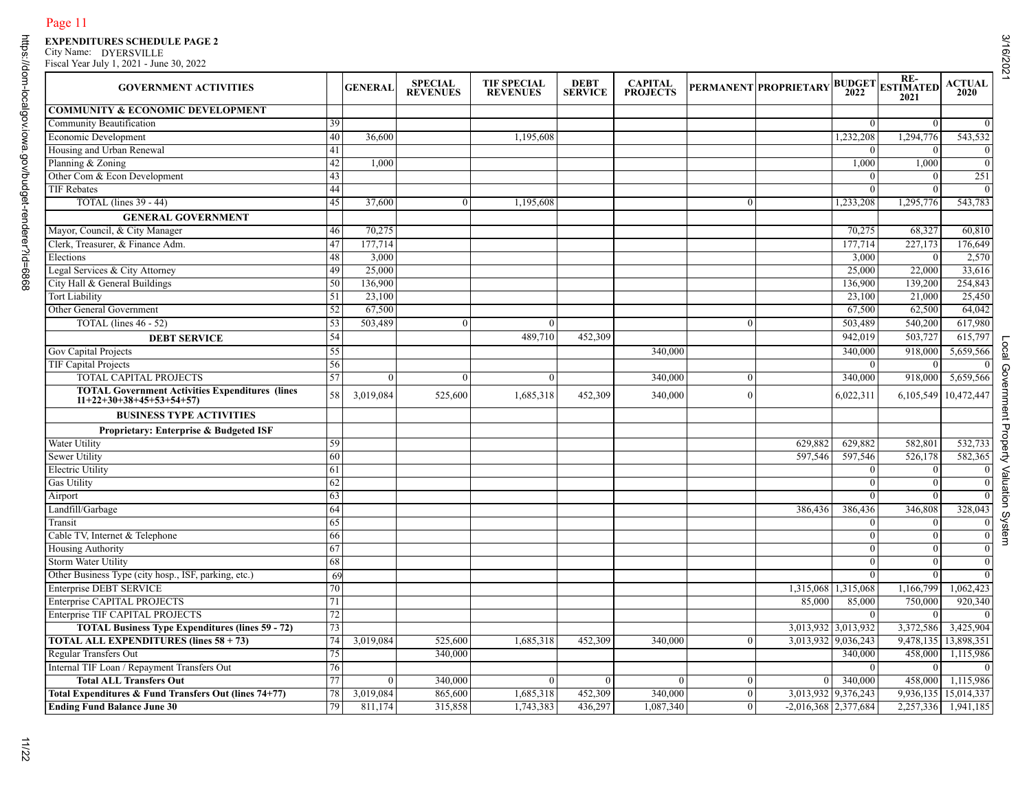**EXPENDITURES SCHEDULE PAGE 2**
City Name: DYERSVILLE
Fiscal Year July 1, 2021 - June 30, 2022

| GOVERNMENT ACTIVITIES | | GENERAL | SPECIAL REVENUES | TIF SPECIAL REVENUES | DEBT SERVICE | CAPITAL PROJECTS | PERMANENT | PROPRIETARY | BUDGET 2022 | RE-ESTIMATED 2021 | ACTUAL 2020 |
|---|---|---|---|---|---|---|---|---|---|---|---|
| **COMMUNITY & ECONOMIC DEVELOPMENT** | | | | | | | | | | | |
| Community Beautification | 39 | | | | | | | | 0 | 0 | 0 |
| Economic Development | 40 | 36,600 | | 1,195,608 | | | | | 1,232,208 | 1,294,776 | 543,532 |
| Housing and Urban Renewal | 41 | | | | | | | | 0 | 0 | 0 |
| Planning & Zoning | 42 | 1,000 | | | | | | | 1,000 | 1,000 | 0 |
| Other Com & Econ Development | 43 | | | | | | | | 0 | 0 | 251 |
| TIF Rebates | 44 | | | | | | | | 0 | 0 | 0 |
| TOTAL (lines 39 - 44) | 45 | 37,600 | 0 | 1,195,608 | | | 0 | | 1,233,208 | 1,295,776 | 543,783 |
| **GENERAL GOVERNMENT** | | | | | | | | | | | |
| Mayor, Council, & City Manager | 46 | 70,275 | | | | | | | 70,275 | 68,327 | 60,810 |
| Clerk, Treasurer, & Finance Adm. | 47 | 177,714 | | | | | | | 177,714 | 227,173 | 176,649 |
| Elections | 48 | 3,000 | | | | | | | 3,000 | 0 | 2,570 |
| Legal Services & City Attorney | 49 | 25,000 | | | | | | | 25,000 | 22,000 | 33,616 |
| City Hall & General Buildings | 50 | 136,900 | | | | | | | 136,900 | 139,200 | 254,843 |
| Tort Liability | 51 | 23,100 | | | | | | | 23,100 | 21,000 | 25,450 |
| Other General Government | 52 | 67,500 | | | | | | | 67,500 | 62,500 | 64,042 |
| TOTAL (lines 46 - 52) | 53 | 503,489 | 0 | 0 | | | 0 | | 503,489 | 540,200 | 617,980 |
| **DEBT SERVICE** | 54 | | | 489,710 | 452,309 | | | | 942,019 | 503,727 | 615,797 |
| Gov Capital Projects | 55 | | | | | 340,000 | | | 340,000 | 918,000 | 5,659,566 |
| TIF Capital Projects | 56 | | | | | | | | 0 | 0 | 0 |
| TOTAL CAPITAL PROJECTS | 57 | 0 | 0 | 0 | | 340,000 | 0 | | 340,000 | 918,000 | 5,659,566 |
| **TOTAL Government Activities Expenditures (lines 11+22+30+38+45+53+54+57)** | 58 | 3,019,084 | 525,600 | 1,685,318 | 452,309 | 340,000 | 0 | | 6,022,311 | 6,105,549 | 10,472,447 |
| **BUSINESS TYPE ACTIVITIES** | | | | | | | | | | | |
| **Proprietary: Enterprise & Budgeted ISF** | | | | | | | | | | | |
| Water Utility | 59 | | | | | | | 629,882 | 629,882 | 582,801 | 532,733 |
| Sewer Utility | 60 | | | | | | | 597,546 | 597,546 | 526,178 | 582,365 |
| Electric Utility | 61 | | | | | | | | 0 | 0 | 0 |
| Gas Utility | 62 | | | | | | | | 0 | 0 | 0 |
| Airport | 63 | | | | | | | | 0 | 0 | 0 |
| Landfill/Garbage | 64 | | | | | | | 386,436 | 386,436 | 346,808 | 328,043 |
| Transit | 65 | | | | | | | | 0 | 0 | 0 |
| Cable TV, Internet & Telephone | 66 | | | | | | | | 0 | 0 | 0 |
| Housing Authority | 67 | | | | | | | | 0 | 0 | 0 |
| Storm Water Utility | 68 | | | | | | | | 0 | 0 | 0 |
| Other Business Type (city hosp., ISF, parking, etc.) | 69 | | | | | | | | 0 | 0 | 0 |
| Enterprise DEBT SERVICE | 70 | | | | | | | 1,315,068 | 1,315,068 | 1,166,799 | 1,062,423 |
| Enterprise CAPITAL PROJECTS | 71 | | | | | | | 85,000 | 85,000 | 750,000 | 920,340 |
| Enterprise TIF CAPITAL PROJECTS | 72 | | | | | | | | 0 | 0 | 0 |
| **TOTAL Business Type Expenditures (lines 59 - 72)** | 73 | | | | | | | 3,013,932 | 3,013,932 | 3,372,586 | 3,425,904 |
| **TOTAL ALL EXPENDITURES (lines 58 + 73)** | 74 | 3,019,084 | 525,600 | 1,685,318 | 452,309 | 340,000 | 0 | 3,013,932 | 9,036,243 | 9,478,135 | 13,898,351 |
| Regular Transfers Out | 75 | | 340,000 | | | | | | 340,000 | 458,000 | 1,115,986 |
| Internal TIF Loan / Repayment Transfers Out | 76 | | | | | | | | 0 | 0 | 0 |
| **Total ALL Transfers Out** | 77 | 0 | 340,000 | 0 | 0 | 0 | 0 | 0 | 340,000 | 458,000 | 1,115,986 |
| **Total Expenditures & Fund Transfers Out (lines 74+77)** | 78 | 3,019,084 | 865,600 | 1,685,318 | 452,309 | 340,000 | 0 | 3,013,932 | 9,376,243 | 9,936,135 | 15,014,337 |
| **Ending Fund Balance June 30** | 79 | 811,174 | 315,858 | 1,743,383 | 436,297 | 1,087,340 | 0 | -2,016,368 | 2,377,684 | 2,257,336 | 1,941,185 |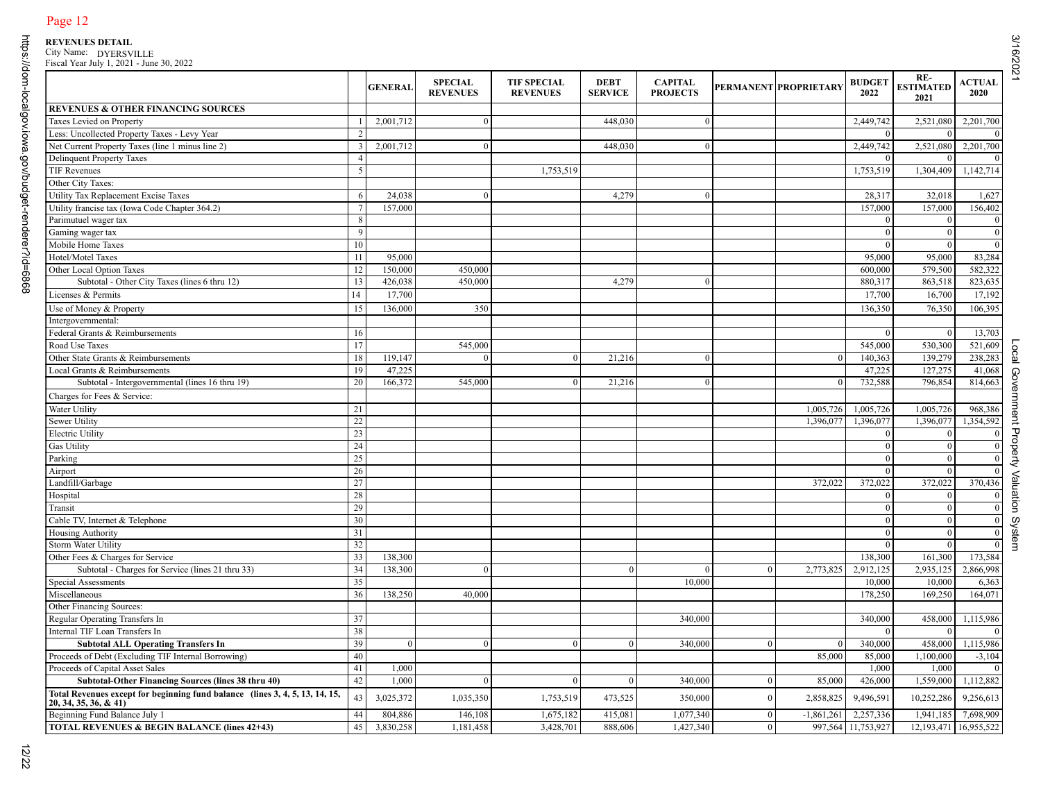**REVENUES DETAIL**
City Name: DYERSVILLE
Fiscal Year July 1, 2021 - June 30, 2022

| | | GENERAL | SPECIAL REVENUES | TIF SPECIAL REVENUES | DEBT SERVICE | CAPITAL PROJECTS | PERMANENT | PROPRIETARY | BUDGET 2022 | RE-ESTIMATED 2021 | ACTUAL 2020 |
|---|---|---|---|---|---|---|---|---|---|---|---|
| **REVENUES & OTHER FINANCING SOURCES** | | | | | | | | | | | |
| Taxes Levied on Property | 1 | 2,001,712 | 0 | | 448,030 | 0 | | | 2,449,742 | 2,521,080 | 2,201,700 |
| Less: Uncollected Property Taxes - Levy Year | 2 | | | | | | | | 0 | 0 | 0 |
| Net Current Property Taxes (line 1 minus line 2) | 3 | 2,001,712 | 0 | | 448,030 | 0 | | | 2,449,742 | 2,521,080 | 2,201,700 |
| Delinquent Property Taxes | 4 | | | | | | | | 0 | 0 | 0 |
| TIF Revenues | 5 | | | 1,753,519 | | | | | 1,753,519 | 1,304,409 | 1,142,714 |
| Other City Taxes: | | | | | | | | | | | |
| Utility Tax Replacement Excise Taxes | 6 | 24,038 | 0 | | 4,279 | 0 | | | 28,317 | 32,018 | 1,627 |
| Utility francise tax (Iowa Code Chapter 364.2) | 7 | 157,000 | | | | | | | 157,000 | 157,000 | 156,402 |
| Parimutuel wager tax | 8 | | | | | | | | 0 | 0 | 0 |
| Gaming wager tax | 9 | | | | | | | | 0 | 0 | 0 |
| Mobile Home Taxes | 10 | | | | | | | | 0 | 0 | 0 |
| Hotel/Motel Taxes | 11 | 95,000 | | | | | | | 95,000 | 95,000 | 83,284 |
| Other Local Option Taxes | 12 | 150,000 | 450,000 | | | | | | 600,000 | 579,500 | 582,322 |
| Subtotal - Other City Taxes (lines 6 thru 12) | 13 | 426,038 | 450,000 | | 4,279 | 0 | | | 880,317 | 863,518 | 823,635 |
| Licenses & Permits | 14 | 17,700 | | | | | | | 17,700 | 16,700 | 17,192 |
| Use of Money & Property | 15 | 136,000 | 350 | | | | | | 136,350 | 76,350 | 106,395 |
| Intergovernmental: | | | | | | | | | | | |
| Federal Grants & Reimbursements | 16 | | | | | | | | 0 | 0 | 13,703 |
| Road Use Taxes | 17 | | 545,000 | | | | | | 545,000 | 530,300 | 521,609 |
| Other State Grants & Reimbursements | 18 | 119,147 | 0 | 0 | 21,216 | 0 | | 0 | 140,363 | 139,279 | 238,283 |
| Local Grants & Reimbursements | 19 | 47,225 | | | | | | | 47,225 | 127,275 | 41,068 |
| Subtotal - Intergovernmental (lines 16 thru 19) | 20 | 166,372 | 545,000 | 0 | 21,216 | 0 | | 0 | 732,588 | 796,854 | 814,663 |
| Charges for Fees & Service: | | | | | | | | | | | |
| Water Utility | 21 | | | | | | | 1,005,726 | 1,005,726 | 1,005,726 | 968,386 |
| Sewer Utility | 22 | | | | | | | 1,396,077 | 1,396,077 | 1,396,077 | 1,354,592 |
| Electric Utility | 23 | | | | | | | | 0 | 0 | 0 |
| Gas Utility | 24 | | | | | | | | 0 | 0 | 0 |
| Parking | 25 | | | | | | | | 0 | 0 | 0 |
| Airport | 26 | | | | | | | | 0 | 0 | 0 |
| Landfill/Garbage | 27 | | | | | | | 372,022 | 372,022 | 372,022 | 370,436 |
| Hospital | 28 | | | | | | | | 0 | 0 | 0 |
| Transit | 29 | | | | | | | | 0 | 0 | 0 |
| Cable TV, Internet & Telephone | 30 | | | | | | | | 0 | 0 | 0 |
| Housing Authority | 31 | | | | | | | | 0 | 0 | 0 |
| Storm Water Utility | 32 | | | | | | | | 0 | 0 | 0 |
| Other Fees & Charges for Service | 33 | 138,300 | | | | | | | 138,300 | 161,300 | 173,584 |
| Subtotal - Charges for Service (lines 21 thru 33) | 34 | 138,300 | 0 | | 0 | 0 | 0 | 2,773,825 | 2,912,125 | 2,935,125 | 2,866,998 |
| Special Assessments | 35 | | | | | 10,000 | | | 10,000 | 10,000 | 6,363 |
| Miscellaneous | 36 | 138,250 | 40,000 | | | | | | 178,250 | 169,250 | 164,071 |
| Other Financing Sources: | | | | | | | | | | | |
| Regular Operating Transfers In | 37 | | | | | 340,000 | | | 340,000 | 458,000 | 1,115,986 |
| Internal TIF Loan Transfers In | 38 | | | | | | | | 0 | 0 | 0 |
| **Subtotal ALL Operating Transfers In** | 39 | 0 | 0 | 0 | 0 | 340,000 | 0 | 0 | 340,000 | 458,000 | 1,115,986 |
| Proceeds of Debt (Excluding TIF Internal Borrowing) | 40 | | | | | | | 85,000 | 85,000 | 1,100,000 | -3,104 |
| Proceeds of Capital Asset Sales | 41 | 1,000 | | | | | | | 1,000 | 1,000 | 0 |
| **Subtotal-Other Financing Sources (lines 38 thru 40)** | 42 | 1,000 | 0 | 0 | 0 | 340,000 | 0 | 85,000 | 426,000 | 1,559,000 | 1,112,882 |
| **Total Revenues except for beginning fund balance (lines 3, 4, 5, 13, 14, 15, 20, 34, 35, 36, & 41)** | 43 | 3,025,372 | 1,035,350 | 1,753,519 | 473,525 | 350,000 | 0 | 2,858,825 | 9,496,591 | 10,252,286 | 9,256,613 |
| Beginning Fund Balance July 1 | 44 | 804,886 | 146,108 | 1,675,182 | 415,081 | 1,077,340 | 0 | -1,861,261 | 2,257,336 | 1,941,185 | 7,698,909 |
| **TOTAL REVENUES & BEGIN BALANCE (lines 42+43)** | 45 | 3,830,258 | 1,181,458 | 3,428,701 | 888,606 | 1,427,340 | 0 | 997,564 | 11,753,927 | 12,193,471 | 16,955,522 |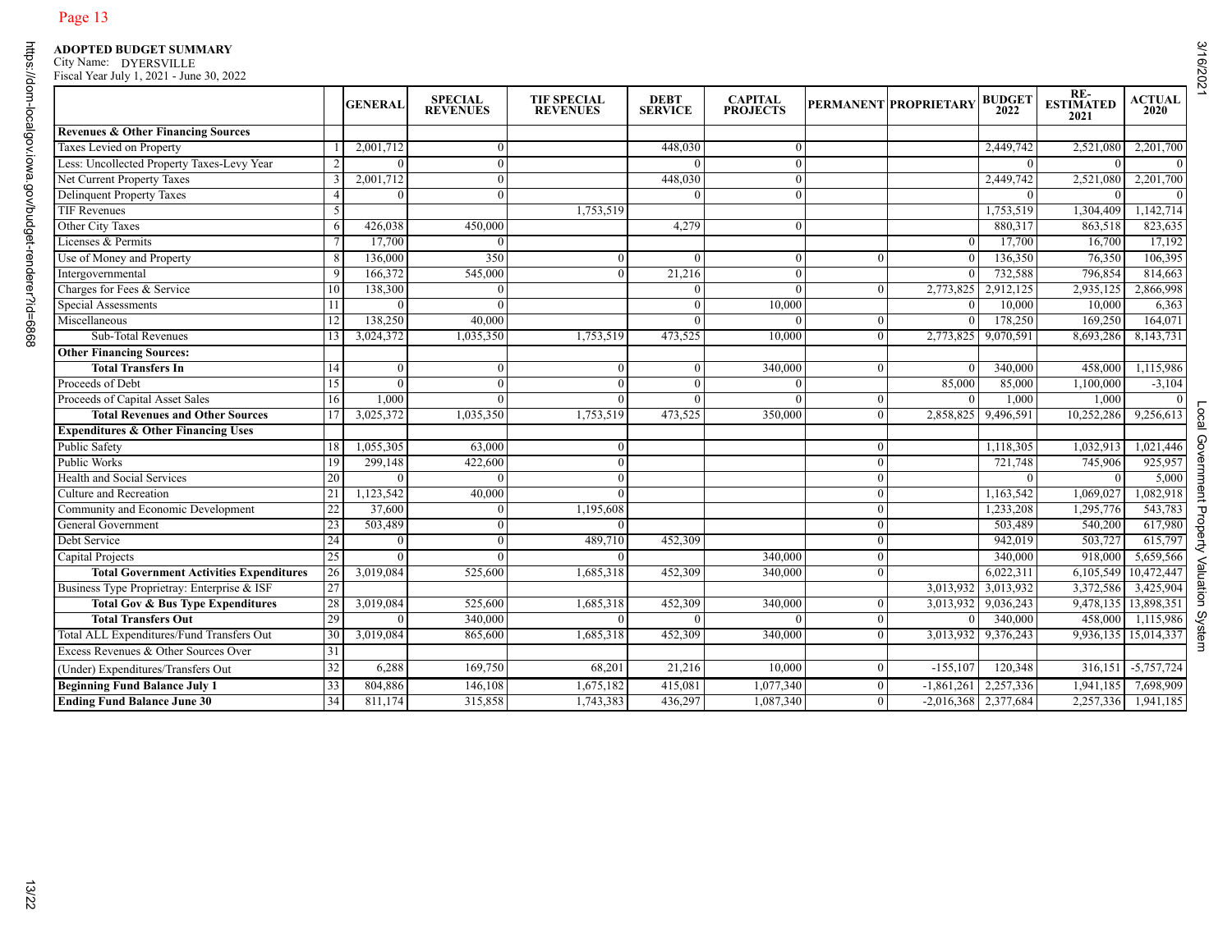**ADOPTED BUDGET SUMMARY**
City Name: DYERSVILLE
Fiscal Year July 1, 2021 - June 30, 2022

| | | GENERAL | SPECIAL REVENUES | TIF SPECIAL REVENUES | DEBT SERVICE | CAPITAL PROJECTS | PERMANENT | PROPRIETARY | BUDGET 2022 | RE-ESTIMATED 2021 | ACTUAL 2020 |
|---|---|---|---|---|---|---|---|---|---|---|---|
| **Revenues & Other Financing Sources** | | | | | | | | | | | |
| Taxes Levied on Property | 1 | 2,001,712 | 0 | | 448,030 | 0 | | | 2,449,742 | 2,521,080 | 2,201,700 |
| Less: Uncollected Property Taxes-Levy Year | 2 | 0 | 0 | | 0 | 0 | | | 0 | 0 | 0 |
| Net Current Property Taxes | 3 | 2,001,712 | 0 | | 448,030 | 0 | | | 2,449,742 | 2,521,080 | 2,201,700 |
| Delinquent Property Taxes | 4 | 0 | 0 | | 0 | 0 | | | 0 | 0 | 0 |
| TIF Revenues | 5 | | | 1,753,519 | | | | | 1,753,519 | 1,304,409 | 1,142,714 |
| Other City Taxes | 6 | 426,038 | 450,000 | | 4,279 | 0 | | | 880,317 | 863,518 | 823,635 |
| Licenses & Permits | 7 | 17,700 | 0 | | | | | 0 | 17,700 | 16,700 | 17,192 |
| Use of Money and Property | 8 | 136,000 | 350 | 0 | 0 | 0 | 0 | 0 | 136,350 | 76,350 | 106,395 |
| Intergovernmental | 9 | 166,372 | 545,000 | 0 | 21,216 | 0 | | 0 | 732,588 | 796,854 | 814,663 |
| Charges for Fees & Service | 10 | 138,300 | 0 | | 0 | 0 | 0 | 2,773,825 | 2,912,125 | 2,935,125 | 2,866,998 |
| Special Assessments | 11 | 0 | 0 | | 0 | 10,000 | | 0 | 10,000 | 10,000 | 6,363 |
| Miscellaneous | 12 | 138,250 | 40,000 | | 0 | 0 | 0 | 0 | 178,250 | 169,250 | 164,071 |
| Sub-Total Revenues | 13 | 3,024,372 | 1,035,350 | 1,753,519 | 473,525 | 10,000 | 0 | 2,773,825 | 9,070,591 | 8,693,286 | 8,143,731 |
| **Other Financing Sources:** | | | | | | | | | | | |
| **Total Transfers In** | 14 | 0 | 0 | 0 | 0 | 340,000 | 0 | 0 | 340,000 | 458,000 | 1,115,986 |
| Proceeds of Debt | 15 | 0 | 0 | 0 | 0 | 0 | | 85,000 | 85,000 | 1,100,000 | -3,104 |
| Proceeds of Capital Asset Sales | 16 | 1,000 | 0 | 0 | 0 | 0 | 0 | 0 | 1,000 | 1,000 | 0 |
| **Total Revenues and Other Sources** | 17 | 3,025,372 | 1,035,350 | 1,753,519 | 473,525 | 350,000 | 0 | 2,858,825 | 9,496,591 | 10,252,286 | 9,256,613 |
| **Expenditures & Other Financing Uses** | | | | | | | | | | | |
| Public Safety | 18 | 1,055,305 | 63,000 | 0 | | | 0 | | 1,118,305 | 1,032,913 | 1,021,446 |
| Public Works | 19 | 299,148 | 422,600 | 0 | | | 0 | | 721,748 | 745,906 | 925,957 |
| Health and Social Services | 20 | 0 | 0 | 0 | | | 0 | | 0 | 0 | 5,000 |
| Culture and Recreation | 21 | 1,123,542 | 40,000 | 0 | | | 0 | | 1,163,542 | 1,069,027 | 1,082,918 |
| Community and Economic Development | 22 | 37,600 | 0 | 1,195,608 | | | 0 | | 1,233,208 | 1,295,776 | 543,783 |
| General Government | 23 | 503,489 | 0 | 0 | | | 0 | | 503,489 | 540,200 | 617,980 |
| Debt Service | 24 | 0 | 0 | 489,710 | 452,309 | | 0 | | 942,019 | 503,727 | 615,797 |
| Capital Projects | 25 | 0 | 0 | 0 | | 340,000 | 0 | | 340,000 | 918,000 | 5,659,566 |
| **Total Government Activities Expenditures** | 26 | 3,019,084 | 525,600 | 1,685,318 | 452,309 | 340,000 | 0 | | 6,022,311 | 6,105,549 | 10,472,447 |
| Business Type Proprietray: Enterprise & ISF | 27 | | | | | | | 3,013,932 | 3,013,932 | 3,372,586 | 3,425,904 |
| **Total Gov & Bus Type Expenditures** | 28 | 3,019,084 | 525,600 | 1,685,318 | 452,309 | 340,000 | 0 | 3,013,932 | 9,036,243 | 9,478,135 | 13,898,351 |
| **Total Transfers Out** | 29 | 0 | 340,000 | 0 | 0 | 0 | 0 | 0 | 340,000 | 458,000 | 1,115,986 |
| Total ALL Expenditures/Fund Transfers Out | 30 | 3,019,084 | 865,600 | 1,685,318 | 452,309 | 340,000 | 0 | 3,013,932 | 9,376,243 | 9,936,135 | 15,014,337 |
| Excess Revenues & Other Sources Over | 31 | | | | | | | | | | |
| (Under) Expenditures/Transfers Out | 32 | 6,288 | 169,750 | 68,201 | 21,216 | 10,000 | 0 | -155,107 | 120,348 | 316,151 | -5,757,724 |
| **Beginning Fund Balance July 1** | 33 | 804,886 | 146,108 | 1,675,182 | 415,081 | 1,077,340 | 0 | -1,861,261 | 2,257,336 | 1,941,185 | 7,698,909 |
| **Ending Fund Balance June 30** | 34 | 811,174 | 315,858 | 1,743,383 | 436,297 | 1,087,340 | 0 | -2,016,368 | 2,377,684 | 2,257,336 | 1,941,185 |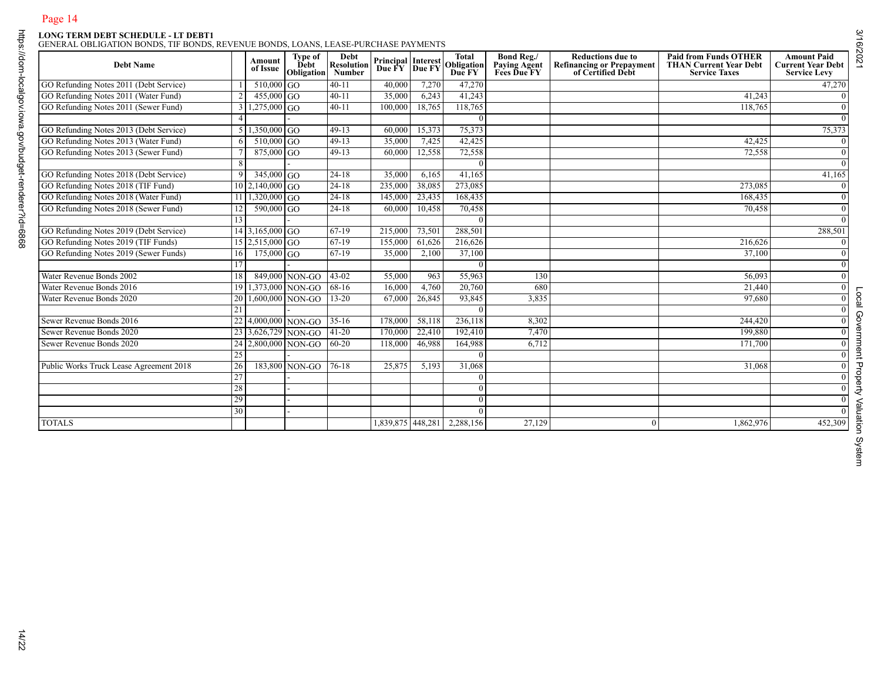**LONG TERM DEBT SCHEDULE - LT DEBT1**
GENERAL OBLIGATION BONDS, TIF BONDS, REVENUE BONDS, LOANS, LEASE-PURCHASE PAYMENTS

| Debt Name | | Amount of Issue | Type of Debt Obligation | Debt Resolution Number | Principal Due FY | Interest Due FY | Total Obligation Due FY | Bond Reg./ Paying Agent Fees Due FY | Reductions due to Refinancing or Prepayment of Certified Debt | Paid from Funds OTHER THAN Current Year Debt Service Taxes | Amount Paid Current Year Debt Service Levy |
|---|---|---|---|---|---|---|---|---|---|---|---|
| GO Refunding Notes 2011 (Debt Service) | 1 | 510,000 | GO | 40-11 | 40,000 | 7,270 | 47,270 | | | | 47,270 |
| GO Refunding Notes 2011 (Water Fund) | 2 | 455,000 | GO | 40-11 | 35,000 | 6,243 | 41,243 | | | 41,243 | 0 |
| GO Refunding Notes 2011 (Sewer Fund) | 3 | 1,275,000 | GO | 40-11 | 100,000 | 18,765 | 118,765 | | | 118,765 | 0 |
| | 4 | | - | | | | 0 | | | | 0 |
| GO Refunding Notes 2013 (Debt Service) | 5 | 1,350,000 | GO | 49-13 | 60,000 | 15,373 | 75,373 | | | | 75,373 |
| GO Refunding Notes 2013 (Water Fund) | 6 | 510,000 | GO | 49-13 | 35,000 | 7,425 | 42,425 | | | 42,425 | 0 |
| GO Refunding Notes 2013 (Sewer Fund) | 7 | 875,000 | GO | 49-13 | 60,000 | 12,558 | 72,558 | | | 72,558 | 0 |
| | 8 | | - | | | | 0 | | | | 0 |
| GO Refunding Notes 2018 (Debt Service) | 9 | 345,000 | GO | 24-18 | 35,000 | 6,165 | 41,165 | | | | 41,165 |
| GO Refunding Notes 2018 (TIF Fund) | 10 | 2,140,000 | GO | 24-18 | 235,000 | 38,085 | 273,085 | | | 273,085 | 0 |
| GO Refunding Notes 2018 (Water Fund) | 11 | 1,320,000 | GO | 24-18 | 145,000 | 23,435 | 168,435 | | | 168,435 | 0 |
| GO Refunding Notes 2018 (Sewer Fund) | 12 | 590,000 | GO | 24-18 | 60,000 | 10,458 | 70,458 | | | 70,458 | 0 |
| | 13 | | - | | | | 0 | | | | 0 |
| GO Refunding Notes 2019 (Debt Service) | 14 | 3,165,000 | GO | 67-19 | 215,000 | 73,501 | 288,501 | | | | 288,501 |
| GO Refunding Notes 2019 (TIF Funds) | 15 | 2,515,000 | GO | 67-19 | 155,000 | 61,626 | 216,626 | | | 216,626 | 0 |
| GO Refunding Notes 2019 (Sewer Funds) | 16 | 175,000 | GO | 67-19 | 35,000 | 2,100 | 37,100 | | | 37,100 | 0 |
| | 17 | | - | | | | 0 | | | | 0 |
| Water Revenue Bonds 2002 | 18 | 849,000 | NON-GO | 43-02 | 55,000 | 963 | 55,963 | 130 | | 56,093 | 0 |
| Water Revenue Bonds 2016 | 19 | 1,373,000 | NON-GO | 68-16 | 16,000 | 4,760 | 20,760 | 680 | | 21,440 | 0 |
| Water Revenue Bonds 2020 | 20 | 1,600,000 | NON-GO | 13-20 | 67,000 | 26,845 | 93,845 | 3,835 | | 97,680 | 0 |
| | 21 | | - | | | | 0 | | | | 0 |
| Sewer Revenue Bonds 2016 | 22 | 4,000,000 | NON-GO | 35-16 | 178,000 | 58,118 | 236,118 | 8,302 | | 244,420 | 0 |
| Sewer Revenue Bonds 2020 | 23 | 3,626,729 | NON-GO | 41-20 | 170,000 | 22,410 | 192,410 | 7,470 | | 199,880 | 0 |
| Sewer Revenue Bonds 2020 | 24 | 2,800,000 | NON-GO | 60-20 | 118,000 | 46,988 | 164,988 | 6,712 | | 171,700 | 0 |
| | 25 | | - | | | | 0 | | | | 0 |
| Public Works Truck Lease Agreement 2018 | 26 | 183,800 | NON-GO | 76-18 | 25,875 | 5,193 | 31,068 | | | 31,068 | 0 |
| | 27 | | - | | | | 0 | | | | 0 |
| | 28 | | - | | | | 0 | | | | 0 |
| | 29 | | - | | | | 0 | | | | 0 |
| | 30 | | - | | | | 0 | | | | 0 |
| TOTALS | | | | | 1,839,875 | 448,281 | 2,288,156 | 27,129 | 0 | 1,862,976 | 452,309 |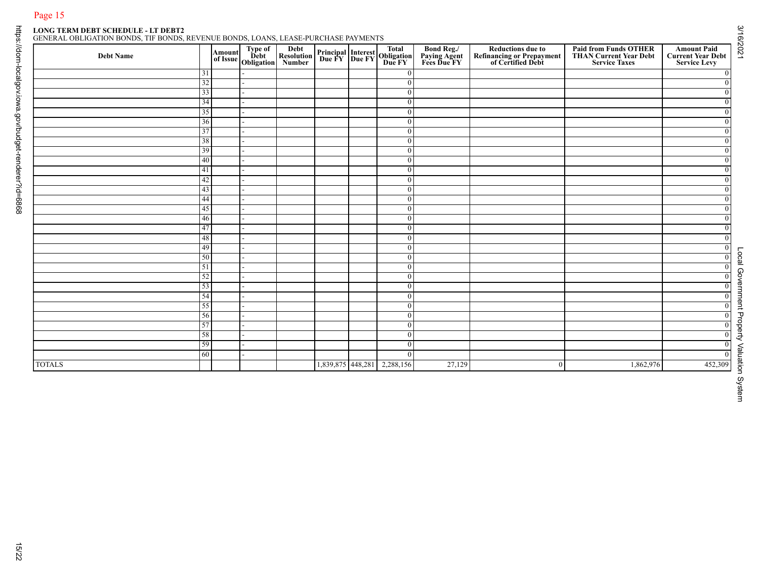**LONG TERM DEBT SCHEDULE - LT DEBT2**
GENERAL OBLIGATION BONDS, TIF BONDS, REVENUE BONDS, LOANS, LEASE-PURCHASE PAYMENTS

| Debt Name | | Amount of Issue | Type of Debt Obligation | Debt Resolution Number | Principal Due FY | Interest Due FY | Total Obligation Due FY | Bond Reg./ Paying Agent Fees Due FY | Reductions due to Refinancing or Prepayment of Certified Debt | Paid from Funds OTHER THAN Current Year Debt Service Taxes | Amount Paid Current Year Debt Service Levy |
|---|---|---|---|---|---|---|---|---|---|---|---|
| | 31 | | - | | | | 0 | | | | 0 |
| | 32 | | - | | | | 0 | | | | 0 |
| | 33 | | - | | | | 0 | | | | 0 |
| | 34 | | - | | | | 0 | | | | 0 |
| | 35 | | - | | | | 0 | | | | 0 |
| | 36 | | - | | | | 0 | | | | 0 |
| | 37 | | - | | | | 0 | | | | 0 |
| | 38 | | - | | | | 0 | | | | 0 |
| | 39 | | - | | | | 0 | | | | 0 |
| | 40 | | - | | | | 0 | | | | 0 |
| | 41 | | - | | | | 0 | | | | 0 |
| | 42 | | - | | | | 0 | | | | 0 |
| | 43 | | - | | | | 0 | | | | 0 |
| | 44 | | - | | | | 0 | | | | 0 |
| | 45 | | - | | | | 0 | | | | 0 |
| | 46 | | - | | | | 0 | | | | 0 |
| | 47 | | - | | | | 0 | | | | 0 |
| | 48 | | - | | | | 0 | | | | 0 |
| | 49 | | - | | | | 0 | | | | 0 |
| | 50 | | - | | | | 0 | | | | 0 |
| | 51 | | - | | | | 0 | | | | 0 |
| | 52 | | - | | | | 0 | | | | 0 |
| | 53 | | - | | | | 0 | | | | 0 |
| | 54 | | - | | | | 0 | | | | 0 |
| | 55 | | - | | | | 0 | | | | 0 |
| | 56 | | - | | | | 0 | | | | 0 |
| | 57 | | - | | | | 0 | | | | 0 |
| | 58 | | - | | | | 0 | | | | 0 |
| | 59 | | - | | | | 0 | | | | 0 |
| | 60 | | - | | | | 0 | | | | 0 |
| TOTALS | | | | | 1,839,875 | 448,281 | 2,288,156 | 27,129 | 0 | 1,862,976 | 452,309 |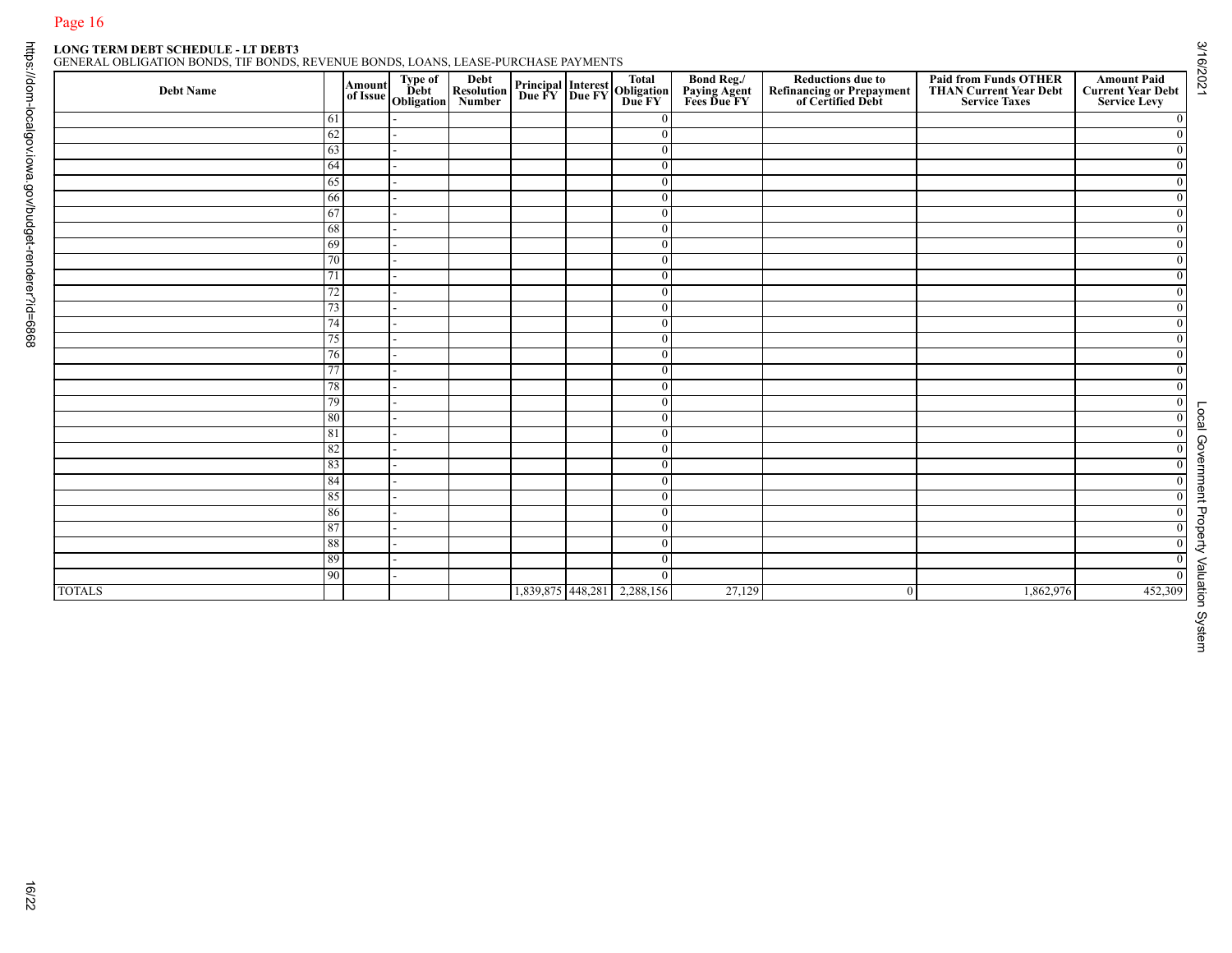**LONG TERM DEBT SCHEDULE - LT DEBT3**
GENERAL OBLIGATION BONDS, TIF BONDS, REVENUE BONDS, LOANS, LEASE-PURCHASE PAYMENTS

| Debt Name | | Amount of Issue | Type of Debt Obligation | Debt Resolution Number | Principal Due FY | Interest Due FY | Total Obligation Due FY | Bond Reg./ Paying Agent Fees Due FY | Reductions due to Refinancing or Prepayment of Certified Debt | Paid from Funds OTHER THAN Current Year Debt Service Taxes | Amount Paid Current Year Debt Service Levy |
|---|---|---|---|---|---|---|---|---|---|---|---|
| | 61 | | - | | | | 0 | | | | 0 |
| | 62 | | - | | | | 0 | | | | 0 |
| | 63 | | - | | | | 0 | | | | 0 |
| | 64 | | - | | | | 0 | | | | 0 |
| | 65 | | - | | | | 0 | | | | 0 |
| | 66 | | - | | | | 0 | | | | 0 |
| | 67 | | - | | | | 0 | | | | 0 |
| | 68 | | - | | | | 0 | | | | 0 |
| | 69 | | - | | | | 0 | | | | 0 |
| | 70 | | - | | | | 0 | | | | 0 |
| | 71 | | - | | | | 0 | | | | 0 |
| | 72 | | - | | | | 0 | | | | 0 |
| | 73 | | - | | | | 0 | | | | 0 |
| | 74 | | - | | | | 0 | | | | 0 |
| | 75 | | - | | | | 0 | | | | 0 |
| | 76 | | - | | | | 0 | | | | 0 |
| | 77 | | - | | | | 0 | | | | 0 |
| | 78 | | - | | | | 0 | | | | 0 |
| | 79 | | - | | | | 0 | | | | 0 |
| | 80 | | - | | | | 0 | | | | 0 |
| | 81 | | - | | | | 0 | | | | 0 |
| | 82 | | - | | | | 0 | | | | 0 |
| | 83 | | - | | | | 0 | | | | 0 |
| | 84 | | - | | | | 0 | | | | 0 |
| | 85 | | - | | | | 0 | | | | 0 |
| | 86 | | - | | | | 0 | | | | 0 |
| | 87 | | - | | | | 0 | | | | 0 |
| | 88 | | - | | | | 0 | | | | 0 |
| | 89 | | - | | | | 0 | | | | 0 |
| | 90 | | - | | | | 0 | | | | 0 |
| TOTALS | | | | | 1,839,875 | 448,281 | 2,288,156 | 27,129 | 0 | 1,862,976 | 452,309 |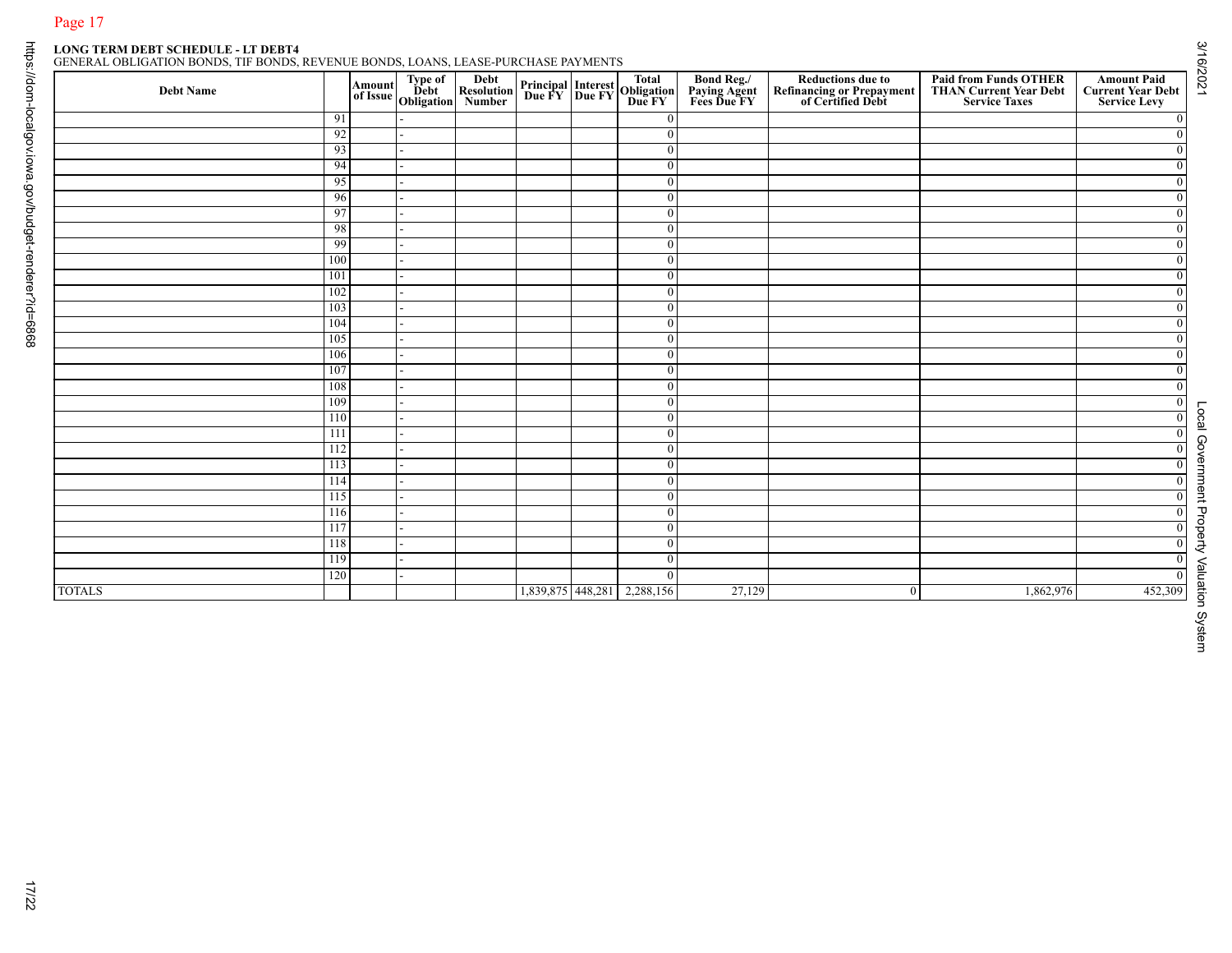**LONG TERM DEBT SCHEDULE - LT DEBT4**
GENERAL OBLIGATION BONDS, TIF BONDS, REVENUE BONDS, LOANS, LEASE-PURCHASE PAYMENTS

| Debt Name | | Amount of Issue | Type of Debt Obligation | Debt Resolution Number | Principal Due FY | Interest Due FY | Total Obligation Due FY | Bond Reg./ Paying Agent Fees Due FY | Reductions due to Refinancing or Prepayment of Certified Debt | Paid from Funds OTHER THAN Current Year Debt Service Taxes | Amount Paid Current Year Debt Service Levy |
|---|---|---|---|---|---|---|---|---|---|---|---|
| | 91 | | - | | | | 0 | | | | 0 |
| | 92 | | - | | | | 0 | | | | 0 |
| | 93 | | - | | | | 0 | | | | 0 |
| | 94 | | - | | | | 0 | | | | 0 |
| | 95 | | - | | | | 0 | | | | 0 |
| | 96 | | - | | | | 0 | | | | 0 |
| | 97 | | - | | | | 0 | | | | 0 |
| | 98 | | - | | | | 0 | | | | 0 |
| | 99 | | - | | | | 0 | | | | 0 |
| | 100 | | - | | | | 0 | | | | 0 |
| | 101 | | - | | | | 0 | | | | 0 |
| | 102 | | - | | | | 0 | | | | 0 |
| | 103 | | - | | | | 0 | | | | 0 |
| | 104 | | - | | | | 0 | | | | 0 |
| | 105 | | - | | | | 0 | | | | 0 |
| | 106 | | - | | | | 0 | | | | 0 |
| | 107 | | - | | | | 0 | | | | 0 |
| | 108 | | - | | | | 0 | | | | 0 |
| | 109 | | - | | | | 0 | | | | 0 |
| | 110 | | - | | | | 0 | | | | 0 |
| | 111 | | - | | | | 0 | | | | 0 |
| | 112 | | - | | | | 0 | | | | 0 |
| | 113 | | - | | | | 0 | | | | 0 |
| | 114 | | - | | | | 0 | | | | 0 |
| | 115 | | - | | | | 0 | | | | 0 |
| | 116 | | - | | | | 0 | | | | 0 |
| | 117 | | - | | | | 0 | | | | 0 |
| | 118 | | - | | | | 0 | | | | 0 |
| | 119 | | - | | | | 0 | | | | 0 |
| | 120 | | - | | | | 0 | | | | 0 |
| TOTALS | | | | | 1,839,875 | 448,281 | 2,288,156 | 27,129 | 0 | 1,862,976 | 452,309 |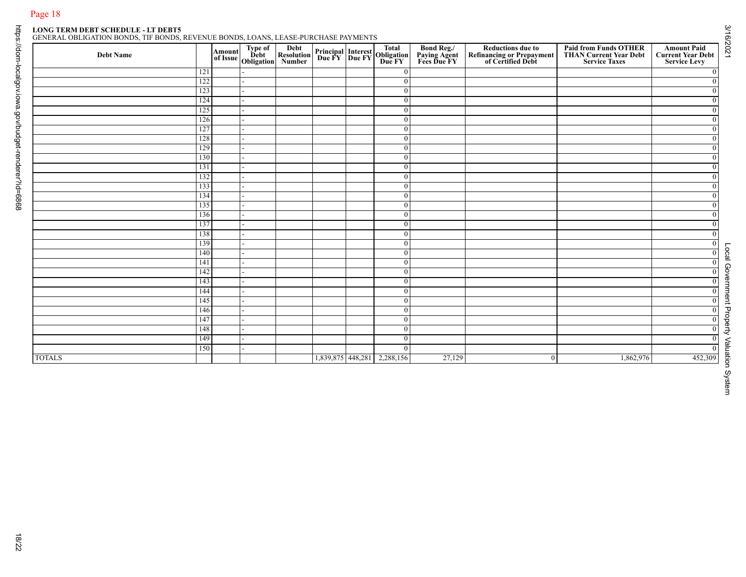**LONG TERM DEBT SCHEDULE - LT DEBT5**
GENERAL OBLIGATION BONDS, TIF BONDS, REVENUE BONDS, LOANS, LEASE-PURCHASE PAYMENTS

| Debt Name | | Amount of Issue | Type of Debt Obligation | Debt Resolution Number | Principal Due FY | Interest Due FY | Total Obligation Due FY | Bond Reg./ Paying Agent Fees Due FY | Reductions due to Refinancing or Prepayment of Certified Debt | Paid from Funds OTHER THAN Current Year Debt Service Taxes | Amount Paid Current Year Debt Service Levy |
|---|---|---|---|---|---|---|---|---|---|---|---|
| | 121 | | - | | | | 0 | | | | 0 |
| | 122 | | - | | | | 0 | | | | 0 |
| | 123 | | - | | | | 0 | | | | 0 |
| | 124 | | - | | | | 0 | | | | 0 |
| | 125 | | - | | | | 0 | | | | 0 |
| | 126 | | - | | | | 0 | | | | 0 |
| | 127 | | - | | | | 0 | | | | 0 |
| | 128 | | - | | | | 0 | | | | 0 |
| | 129 | | - | | | | 0 | | | | 0 |
| | 130 | | - | | | | 0 | | | | 0 |
| | 131 | | - | | | | 0 | | | | 0 |
| | 132 | | - | | | | 0 | | | | 0 |
| | 133 | | - | | | | 0 | | | | 0 |
| | 134 | | - | | | | 0 | | | | 0 |
| | 135 | | - | | | | 0 | | | | 0 |
| | 136 | | - | | | | 0 | | | | 0 |
| | 137 | | - | | | | 0 | | | | 0 |
| | 138 | | - | | | | 0 | | | | 0 |
| | 139 | | - | | | | 0 | | | | 0 |
| | 140 | | - | | | | 0 | | | | 0 |
| | 141 | | - | | | | 0 | | | | 0 |
| | 142 | | - | | | | 0 | | | | 0 |
| | 143 | | - | | | | 0 | | | | 0 |
| | 144 | | - | | | | 0 | | | | 0 |
| | 145 | | - | | | | 0 | | | | 0 |
| | 146 | | - | | | | 0 | | | | 0 |
| | 147 | | - | | | | 0 | | | | 0 |
| | 148 | | - | | | | 0 | | | | 0 |
| | 149 | | - | | | | 0 | | | | 0 |
| | 150 | | - | | | | 0 | | | | 0 |
| TOTALS | | | | | 1,839,875 | 448,281 | 2,288,156 | 27,129 | 0 | 1,862,976 | 452,309 |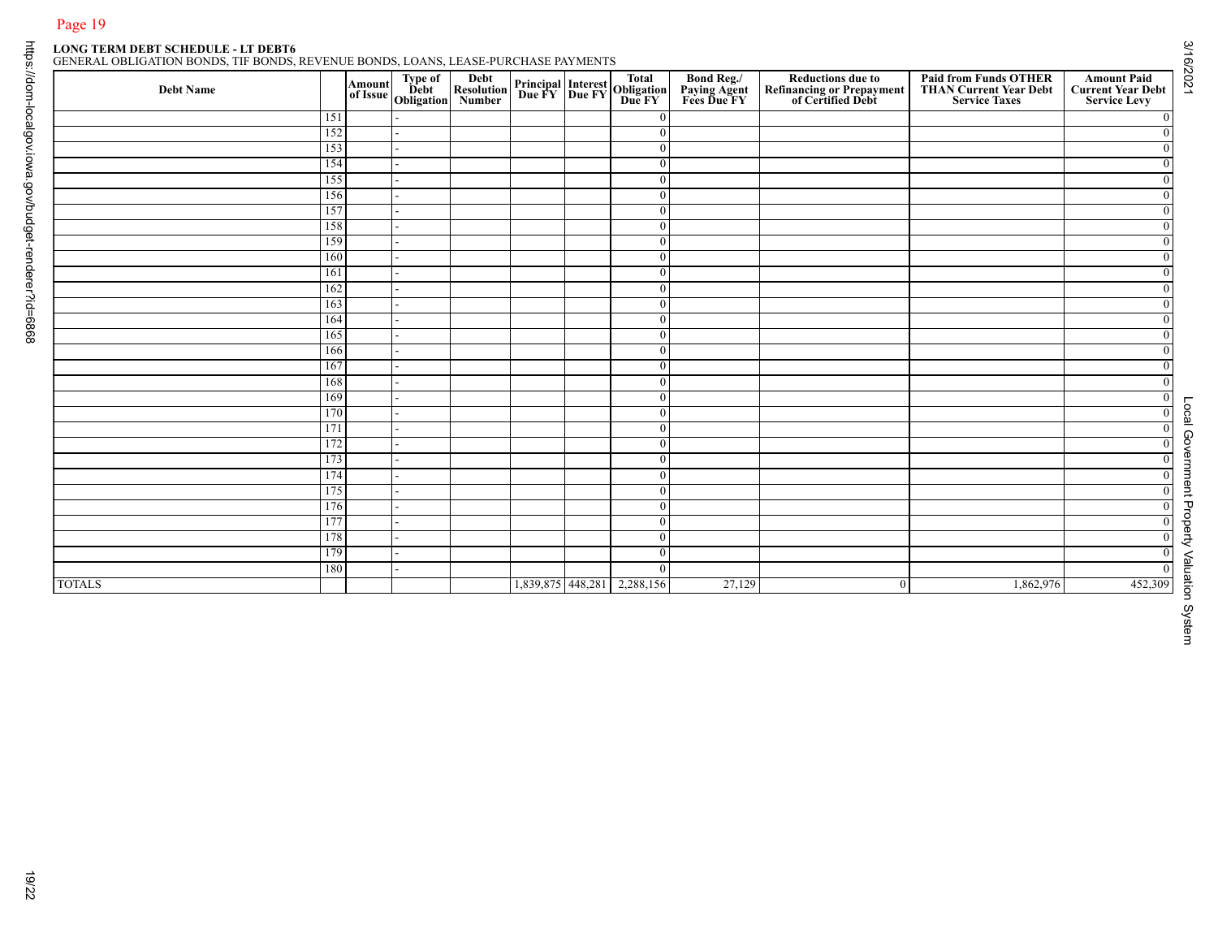**LONG TERM DEBT SCHEDULE - LT DEBT6**
GENERAL OBLIGATION BONDS, TIF BONDS, REVENUE BONDS, LOANS, LEASE-PURCHASE PAYMENTS

| Debt Name | | Amount of Issue | Type of Debt Obligation | Debt Resolution Number | Principal Due FY | Interest Due FY | Total Obligation Due FY | Bond Reg./ Paying Agent Fees Due FY | Reductions due to Refinancing or Prepayment of Certified Debt | Paid from Funds OTHER THAN Current Year Debt Service Taxes | Amount Paid Current Year Debt Service Levy |
|---|---|---|---|---|---|---|---|---|---|---|---|
| | 151 | | - | | | | 0 | | | | 0 |
| | 152 | | - | | | | 0 | | | | 0 |
| | 153 | | - | | | | 0 | | | | 0 |
| | 154 | | - | | | | 0 | | | | 0 |
| | 155 | | - | | | | 0 | | | | 0 |
| | 156 | | - | | | | 0 | | | | 0 |
| | 157 | | - | | | | 0 | | | | 0 |
| | 158 | | - | | | | 0 | | | | 0 |
| | 159 | | - | | | | 0 | | | | 0 |
| | 160 | | - | | | | 0 | | | | 0 |
| | 161 | | - | | | | 0 | | | | 0 |
| | 162 | | - | | | | 0 | | | | 0 |
| | 163 | | - | | | | 0 | | | | 0 |
| | 164 | | - | | | | 0 | | | | 0 |
| | 165 | | - | | | | 0 | | | | 0 |
| | 166 | | - | | | | 0 | | | | 0 |
| | 167 | | - | | | | 0 | | | | 0 |
| | 168 | | - | | | | 0 | | | | 0 |
| | 169 | | - | | | | 0 | | | | 0 |
| | 170 | | - | | | | 0 | | | | 0 |
| | 171 | | - | | | | 0 | | | | 0 |
| | 172 | | - | | | | 0 | | | | 0 |
| | 173 | | - | | | | 0 | | | | 0 |
| | 174 | | - | | | | 0 | | | | 0 |
| | 175 | | - | | | | 0 | | | | 0 |
| | 176 | | - | | | | 0 | | | | 0 |
| | 177 | | - | | | | 0 | | | | 0 |
| | 178 | | - | | | | 0 | | | | 0 |
| | 179 | | - | | | | 0 | | | | 0 |
| | 180 | | - | | | | 0 | | | | 0 |
| TOTALS | | | | | 1,839,875 | 448,281 | 2,288,156 | 27,129 | 0 | 1,862,976 | 452,309 |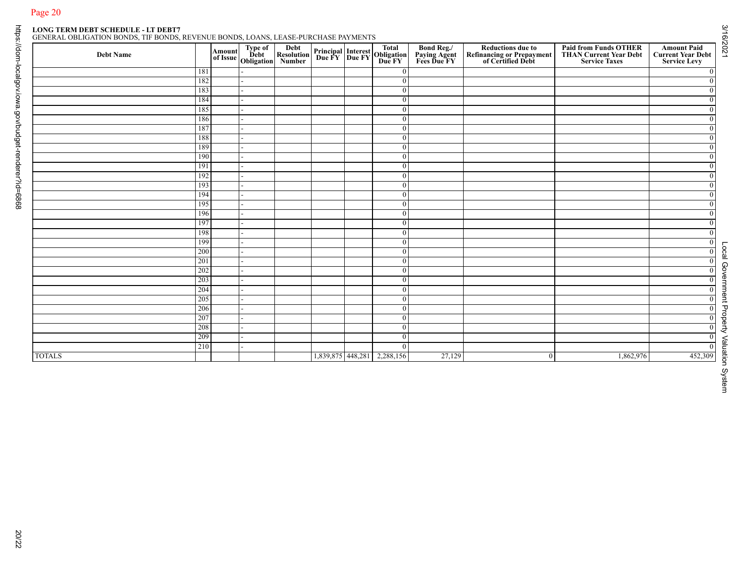**LONG TERM DEBT SCHEDULE - LT DEBT7**
GENERAL OBLIGATION BONDS, TIF BONDS, REVENUE BONDS, LOANS, LEASE-PURCHASE PAYMENTS

| Debt Name | | Amount of Issue | Type of Debt Obligation | Debt Resolution Number | Principal Due FY | Interest Due FY | Total Obligation Due FY | Bond Reg./ Paying Agent Fees Due FY | Reductions due to Refinancing or Prepayment of Certified Debt | Paid from Funds OTHER THAN Current Year Debt Service Taxes | Amount Paid Current Year Debt Service Levy |
|---|---|---|---|---|---|---|---|---|---|---|---|
| | 181 | | - | | | | 0 | | | | 0 |
| | 182 | | - | | | | 0 | | | | 0 |
| | 183 | | - | | | | 0 | | | | 0 |
| | 184 | | - | | | | 0 | | | | 0 |
| | 185 | | - | | | | 0 | | | | 0 |
| | 186 | | - | | | | 0 | | | | 0 |
| | 187 | | - | | | | 0 | | | | 0 |
| | 188 | | - | | | | 0 | | | | 0 |
| | 189 | | - | | | | 0 | | | | 0 |
| | 190 | | - | | | | 0 | | | | 0 |
| | 191 | | - | | | | 0 | | | | 0 |
| | 192 | | - | | | | 0 | | | | 0 |
| | 193 | | - | | | | 0 | | | | 0 |
| | 194 | | - | | | | 0 | | | | 0 |
| | 195 | | - | | | | 0 | | | | 0 |
| | 196 | | - | | | | 0 | | | | 0 |
| | 197 | | - | | | | 0 | | | | 0 |
| | 198 | | - | | | | 0 | | | | 0 |
| | 199 | | - | | | | 0 | | | | 0 |
| | 200 | | - | | | | 0 | | | | 0 |
| | 201 | | - | | | | 0 | | | | 0 |
| | 202 | | - | | | | 0 | | | | 0 |
| | 203 | | - | | | | 0 | | | | 0 |
| | 204 | | - | | | | 0 | | | | 0 |
| | 205 | | - | | | | 0 | | | | 0 |
| | 206 | | - | | | | 0 | | | | 0 |
| | 207 | | - | | | | 0 | | | | 0 |
| | 208 | | - | | | | 0 | | | | 0 |
| | 209 | | - | | | | 0 | | | | 0 |
| | 210 | | - | | | | 0 | | | | 0 |
| TOTALS | | | | | 1,839,875 | 448,281 | 2,288,156 | 27,129 | 0 | 1,862,976 | 452,309 |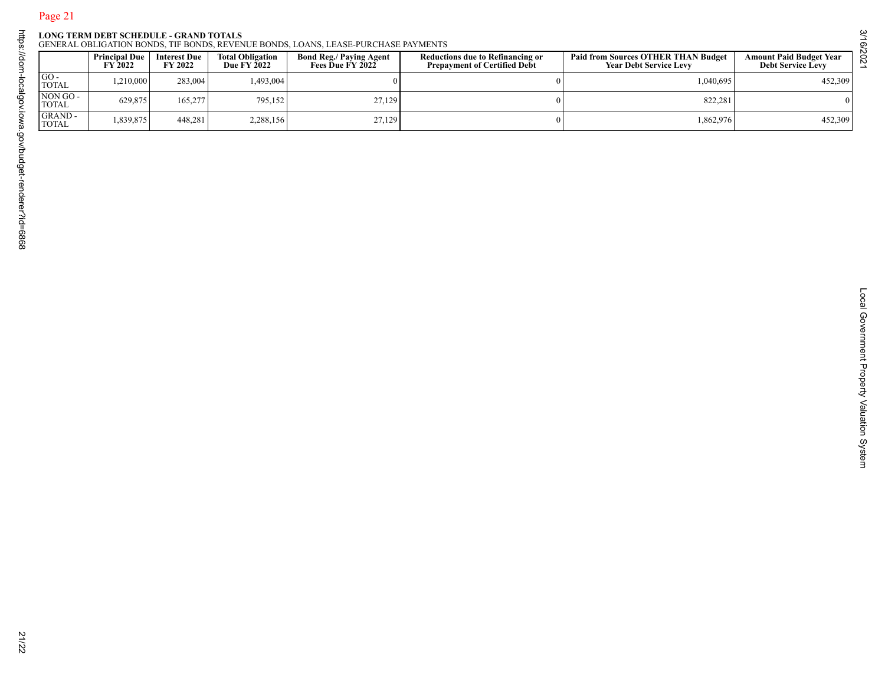**LONG TERM DEBT SCHEDULE - GRAND TOTALS**
GENERAL OBLIGATION BONDS, TIF BONDS, REVENUE BONDS, LOANS, LEASE-PURCHASE PAYMENTS

| | Principal Due FY 2022 | Interest Due FY 2022 | Total Obligation Due FY 2022 | Bond Reg./ Paying Agent Fees Due FY 2022 | Reductions due to Refinancing or Prepayment of Certified Debt | Paid from Sources OTHER THAN Budget Year Debt Service Levy | Amount Paid Budget Year Debt Service Levy |
|---|---|---|---|---|---|---|---|
| GO - TOTAL | 1,210,000 | 283,004 | 1,493,004 | 0 | 0 | 1,040,695 | 452,309 |
| NON GO - TOTAL | 629,875 | 165,277 | 795,152 | 27,129 | 0 | 822,281 | 0 |
| GRAND - TOTAL | 1,839,875 | 448,281 | 2,288,156 | 27,129 | 0 | 1,862,976 | 452,309 |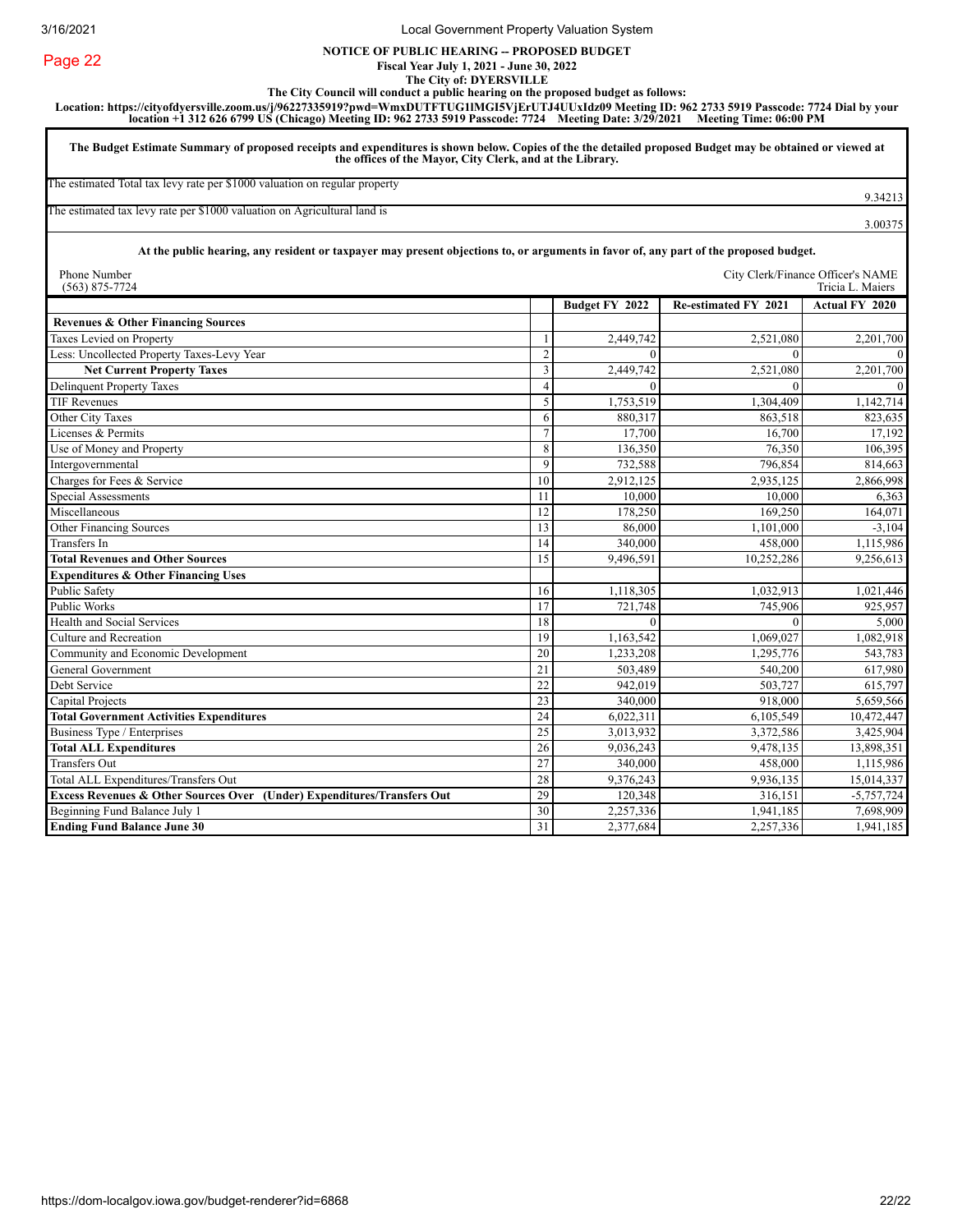**NOTICE OF PUBLIC HEARING -- PROPOSED BUDGET**
**Fiscal Year July 1, 2021 - June 30, 2022**
**The City of: DYERSVILLE**
**The City Council will conduct a public hearing on the proposed budget as follows:**
**Location: https://cityofdyersville.zoom.us/j/96227335919?pwd=WmxDUTFTUG1lMGI5VjErUTJ4UUxIdz09 Meeting ID: 962 2733 5919 Passcode: 7724 Dial by your location +1 312 626 6799 US (Chicago) Meeting ID: 962 2733 5919 Passcode: 7724 Meeting Date: 3/29/2021 Meeting Time: 06:00 PM**

**The Budget Estimate Summary of proposed receipts and expenditures is shown below. Copies of the the detailed proposed Budget may be obtained or viewed at the offices of the Mayor, City Clerk, and at the Library.**

The estimated Total tax levy rate per $1000 valuation on regular property 9.34213

The estimated tax levy rate per $1000 valuation on Agricultural land is 3.00375

**At the public hearing, any resident or taxpayer may present objections to, or arguments in favor of, any part of the proposed budget.**

Phone Number (563) 875-7724

City Clerk/Finance Officer's NAME Tricia L. Maiers

| | | Budget FY 2022 | Re-estimated FY 2021 | Actual FY 2020 |
|---|---|---|---|---|
| **Revenues & Other Financing Sources** | | | | |
| Taxes Levied on Property | 1 | 2,449,742 | 2,521,080 | 2,201,700 |
| Less: Uncollected Property Taxes-Levy Year | 2 | 0 | 0 | 0 |
| **Net Current Property Taxes** | 3 | 2,449,742 | 2,521,080 | 2,201,700 |
| Delinquent Property Taxes | 4 | 0 | 0 | 0 |
| TIF Revenues | 5 | 1,753,519 | 1,304,409 | 1,142,714 |
| Other City Taxes | 6 | 880,317 | 863,518 | 823,635 |
| Licenses & Permits | 7 | 17,700 | 16,700 | 17,192 |
| Use of Money and Property | 8 | 136,350 | 76,350 | 106,395 |
| Intergovernmental | 9 | 732,588 | 796,854 | 814,663 |
| Charges for Fees & Service | 10 | 2,912,125 | 2,935,125 | 2,866,998 |
| Special Assessments | 11 | 10,000 | 10,000 | 6,363 |
| Miscellaneous | 12 | 178,250 | 169,250 | 164,071 |
| Other Financing Sources | 13 | 86,000 | 1,101,000 | -3,104 |
| Transfers In | 14 | 340,000 | 458,000 | 1,115,986 |
| **Total Revenues and Other Sources** | 15 | 9,496,591 | 10,252,286 | 9,256,613 |
| **Expenditures & Other Financing Uses** | | | | |
| Public Safety | 16 | 1,118,305 | 1,032,913 | 1,021,446 |
| Public Works | 17 | 721,748 | 745,906 | 925,957 |
| Health and Social Services | 18 | 0 | 0 | 5,000 |
| Culture and Recreation | 19 | 1,163,542 | 1,069,027 | 1,082,918 |
| Community and Economic Development | 20 | 1,233,208 | 1,295,776 | 543,783 |
| General Government | 21 | 503,489 | 540,200 | 617,980 |
| Debt Service | 22 | 942,019 | 503,727 | 615,797 |
| Capital Projects | 23 | 340,000 | 918,000 | 5,659,566 |
| **Total Government Activities Expenditures** | 24 | 6,022,311 | 6,105,549 | 10,472,447 |
| Business Type / Enterprises | 25 | 3,013,932 | 3,372,586 | 3,425,904 |
| **Total ALL Expenditures** | 26 | 9,036,243 | 9,478,135 | 13,898,351 |
| Transfers Out | 27 | 340,000 | 458,000 | 1,115,986 |
| Total ALL Expenditures/Transfers Out | 28 | 9,376,243 | 9,936,135 | 15,014,337 |
| **Excess Revenues & Other Sources Over (Under) Expenditures/Transfers Out** | 29 | 120,348 | 316,151 | -5,757,724 |
| Beginning Fund Balance July 1 | 30 | 2,257,336 | 1,941,185 | 7,698,909 |
| **Ending Fund Balance June 30** | 31 | 2,377,684 | 2,257,336 | 1,941,185 |